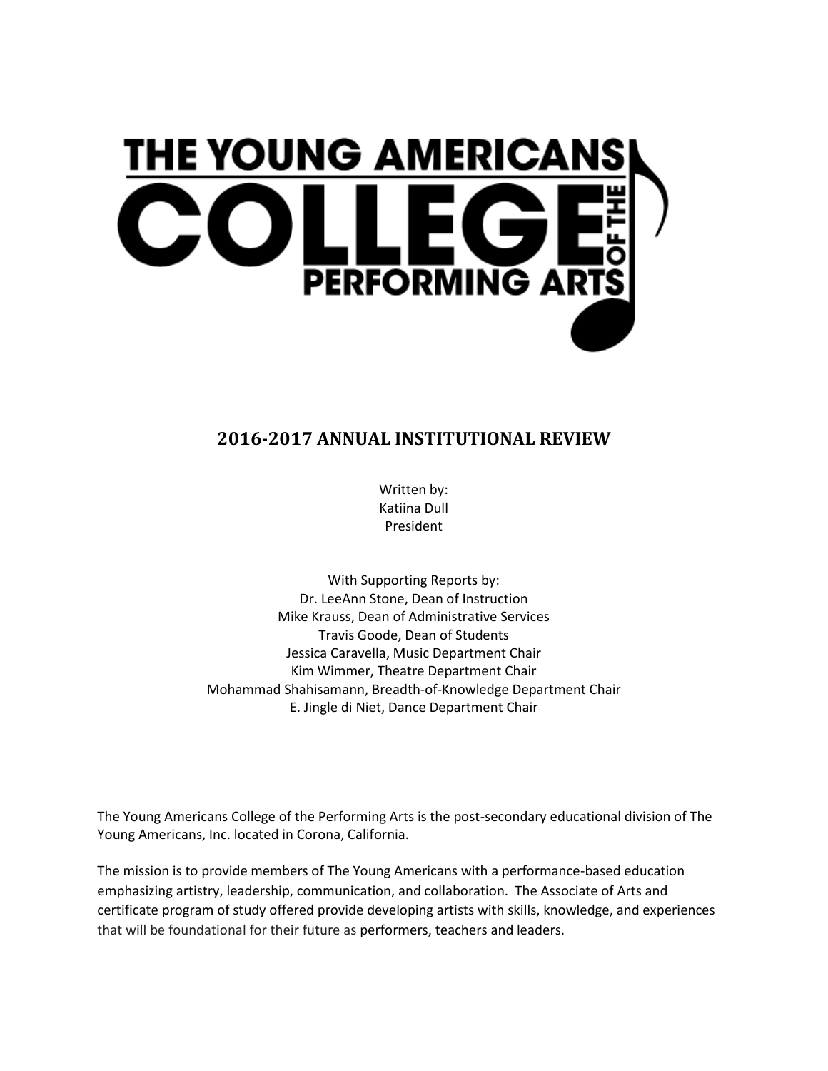# THE YOUNG AMERICANS COLLEGE OF THE PERFORMING ARTS

## 2016-2017 ANNUAL INSTITUTIONAL REVIEW

Written by:
Katiina Dull
President

With Supporting Reports by:
Dr. LeeAnn Stone, Dean of Instruction
Mike Krauss, Dean of Administrative Services
Travis Goode, Dean of Students
Jessica Caravella, Music Department Chair
Kim Wimmer, Theatre Department Chair
Mohammad Shahisamann, Breadth-of-Knowledge Department Chair
E. Jingle di Niet, Dance Department Chair

The Young Americans College of the Performing Arts is the post-secondary educational division of The Young Americans, Inc. located in Corona, California.

The mission is to provide members of The Young Americans with a performance-based education emphasizing artistry, leadership, communication, and collaboration. The Associate of Arts and certificate program of study offered provide developing artists with skills, knowledge, and experiences that will be foundational for their future as performers, teachers and leaders.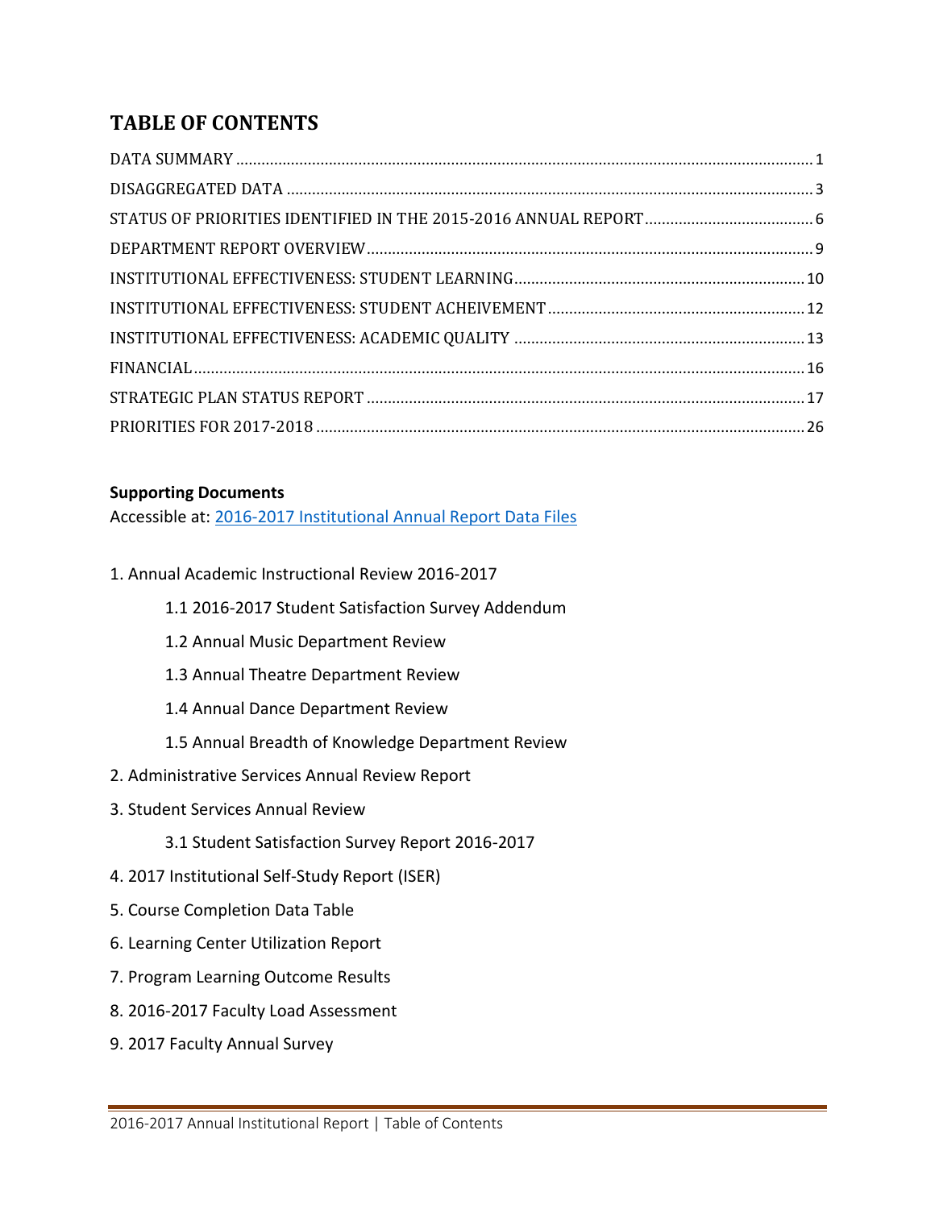# TABLE OF CONTENTS

| Section | Page |
|---|---|
| DATA SUMMARY | 1 |
| DISAGGREGATED DATA | 3 |
| STATUS OF PRIORITIES IDENTIFIED IN THE 2015-2016 ANNUAL REPORT | 6 |
| DEPARTMENT REPORT OVERVIEW | 9 |
| INSTITUTIONAL EFFECTIVENESS: STUDENT LEARNING | 10 |
| INSTITUTIONAL EFFECTIVENESS: STUDENT ACHEIVEMENT | 12 |
| INSTITUTIONAL EFFECTIVENESS: ACADEMIC QUALITY | 13 |
| FINANCIAL | 16 |
| STRATEGIC PLAN STATUS REPORT | 17 |
| PRIORITIES FOR 2017-2018 | 26 |

**Supporting Documents**

Accessible at: 2016-2017 Institutional Annual Report Data Files

1. Annual Academic Instructional Review 2016-2017
   - 1.1 2016-2017 Student Satisfaction Survey Addendum
   - 1.2 Annual Music Department Review
   - 1.3 Annual Theatre Department Review
   - 1.4 Annual Dance Department Review
   - 1.5 Annual Breadth of Knowledge Department Review
2. Administrative Services Annual Review Report
3. Student Services Annual Review
   - 3.1 Student Satisfaction Survey Report 2016-2017
4. 2017 Institutional Self-Study Report (ISER)
5. Course Completion Data Table
6. Learning Center Utilization Report
7. Program Learning Outcome Results
8. 2016-2017 Faculty Load Assessment
9. 2017 Faculty Annual Survey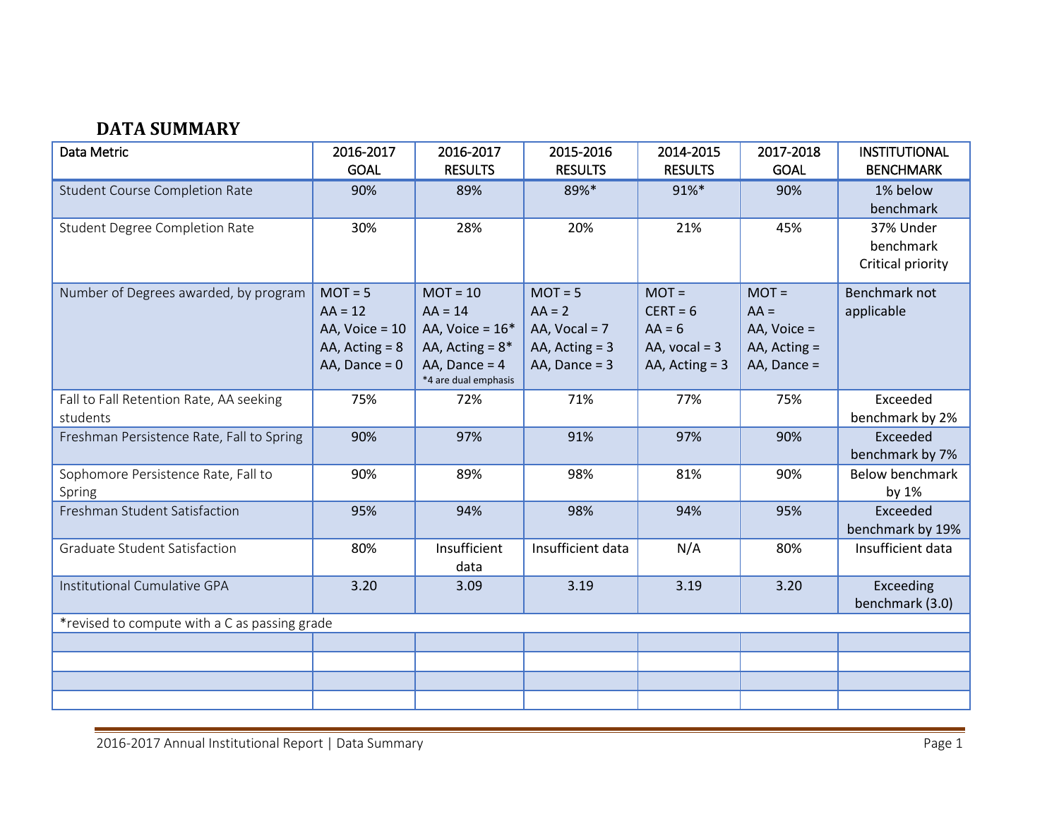## DATA SUMMARY

| Data Metric | 2016-2017 GOAL | 2016-2017 RESULTS | 2015-2016 RESULTS | 2014-2015 RESULTS | 2017-2018 GOAL | INSTITUTIONAL BENCHMARK |
|---|---|---|---|---|---|---|
| Student Course Completion Rate | 90% | 89% | 89%* | 91%* | 90% | 1% below benchmark |
| Student Degree Completion Rate | 30% | 28% | 20% | 21% | 45% | 37% Under benchmark Critical priority |
| Number of Degrees awarded, by program | MOT = 5<br>AA = 12<br>AA, Voice = 10<br>AA, Acting = 8<br>AA, Dance = 0 | MOT = 10<br>AA = 14<br>AA, Voice = 16*<br>AA, Acting = 8*<br>AA, Dance = 4<br>*4 are dual emphasis | MOT = 5<br>AA = 2<br>AA, Vocal = 7<br>AA, Acting = 3<br>AA, Dance = 3 | MOT =<br>CERT = 6<br>AA = 6<br>AA, vocal = 3<br>AA, Acting = 3 | MOT =<br>AA =<br>AA, Voice =<br>AA, Acting =<br>AA, Dance = | Benchmark not applicable |
| Fall to Fall Retention Rate, AA seeking students | 75% | 72% | 71% | 77% | 75% | Exceeded benchmark by 2% |
| Freshman Persistence Rate, Fall to Spring | 90% | 97% | 91% | 97% | 90% | Exceeded benchmark by 7% |
| Sophomore Persistence Rate, Fall to Spring | 90% | 89% | 98% | 81% | 90% | Below benchmark by 1% |
| Freshman Student Satisfaction | 95% | 94% | 98% | 94% | 95% | Exceeded benchmark by 19% |
| Graduate Student Satisfaction | 80% | Insufficient data | Insufficient data | N/A | 80% | Insufficient data |
| Institutional Cumulative GPA | 3.20 | 3.09 | 3.19 | 3.19 | 3.20 | Exceeding benchmark (3.0) |
| *revised to compute with a C as passing grade | | | | | | |
| | | | | | | |
| | | | | | | |
| | | | | | | |
| | | | | | | |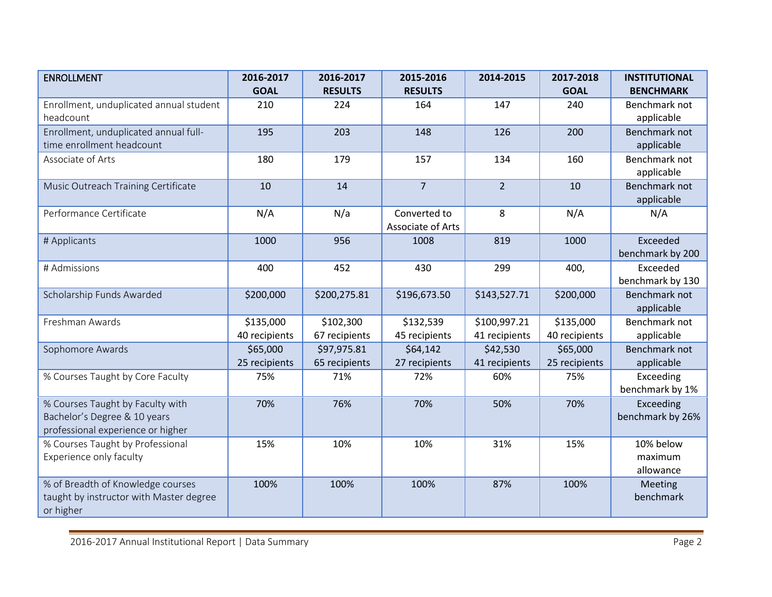| ENROLLMENT | 2016-2017 GOAL | 2016-2017 RESULTS | 2015-2016 RESULTS | 2014-2015 | 2017-2018 GOAL | INSTITUTIONAL BENCHMARK |
|---|---|---|---|---|---|---|
| Enrollment, unduplicated annual student headcount | 210 | 224 | 164 | 147 | 240 | Benchmark not applicable |
| Enrollment, unduplicated annual full-time enrollment headcount | 195 | 203 | 148 | 126 | 200 | Benchmark not applicable |
| Associate of Arts | 180 | 179 | 157 | 134 | 160 | Benchmark not applicable |
| Music Outreach Training Certificate | 10 | 14 | 7 | 2 | 10 | Benchmark not applicable |
| Performance Certificate | N/A | N/a | Converted to Associate of Arts | 8 | N/A | N/A |
| # Applicants | 1000 | 956 | 1008 | 819 | 1000 | Exceeded benchmark by 200 |
| # Admissions | 400 | 452 | 430 | 299 | 400, | Exceeded benchmark by 130 |
| Scholarship Funds Awarded | $200,000 | $200,275.81 | $196,673.50 | $143,527.71 | $200,000 | Benchmark not applicable |
| Freshman Awards | $135,000 40 recipients | $102,300 67 recipients | $132,539 45 recipients | $100,997.21 41 recipients | $135,000 40 recipients | Benchmark not applicable |
| Sophomore Awards | $65,000 25 recipients | $97,975.81 65 recipients | $64,142 27 recipients | $42,530 41 recipients | $65,000 25 recipients | Benchmark not applicable |
| % Courses Taught by Core Faculty | 75% | 71% | 72% | 60% | 75% | Exceeding benchmark by 1% |
| % Courses Taught by Faculty with Bachelor's Degree & 10 years professional experience or higher | 70% | 76% | 70% | 50% | 70% | Exceeding benchmark by 26% |
| % Courses Taught by Professional Experience only faculty | 15% | 10% | 10% | 31% | 15% | 10% below maximum allowance |
| % of Breadth of Knowledge courses taught by instructor with Master degree or higher | 100% | 100% | 100% | 87% | 100% | Meeting benchmark |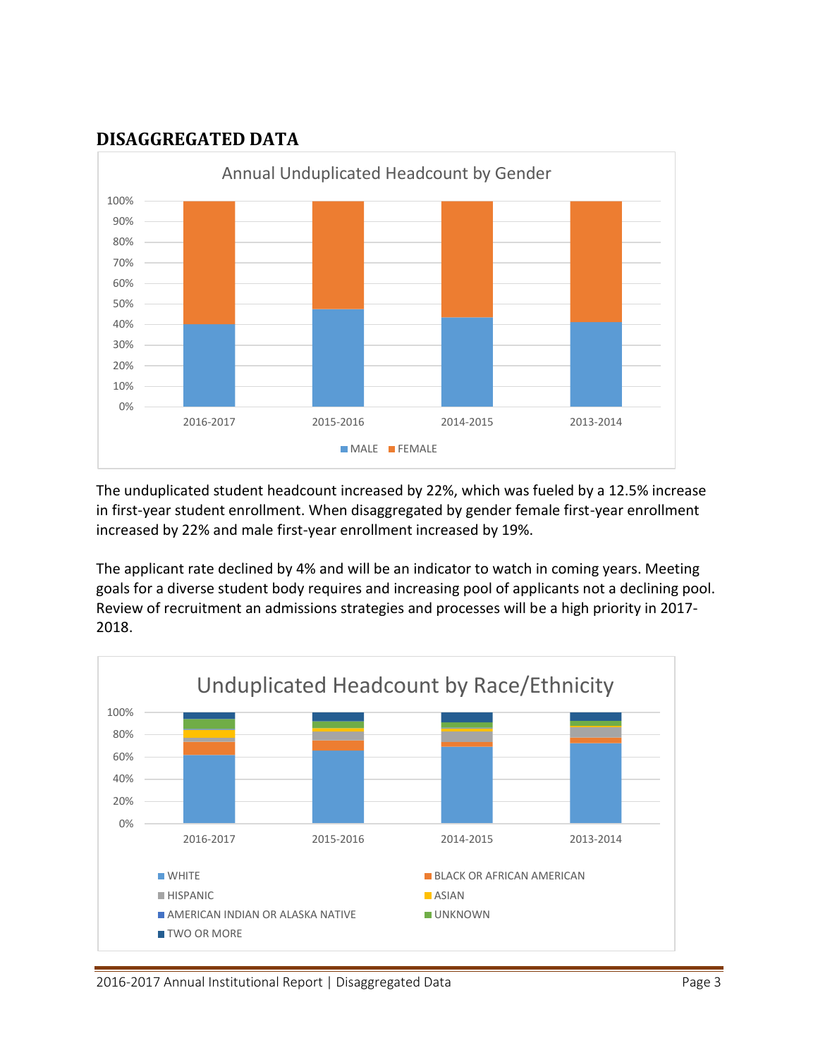## DISAGGREGATED DATA

The unduplicated student headcount increased by 22%, which was fueled by a 12.5% increase in first-year student enrollment. When disaggregated by gender female first-year enrollment increased by 22% and male first-year enrollment increased by 19%.

The applicant rate declined by 4% and will be an indicator to watch in coming years. Meeting goals for a diverse student body requires and increasing pool of applicants not a declining pool. Review of recruitment an admissions strategies and processes will be a high priority in 2017-2018.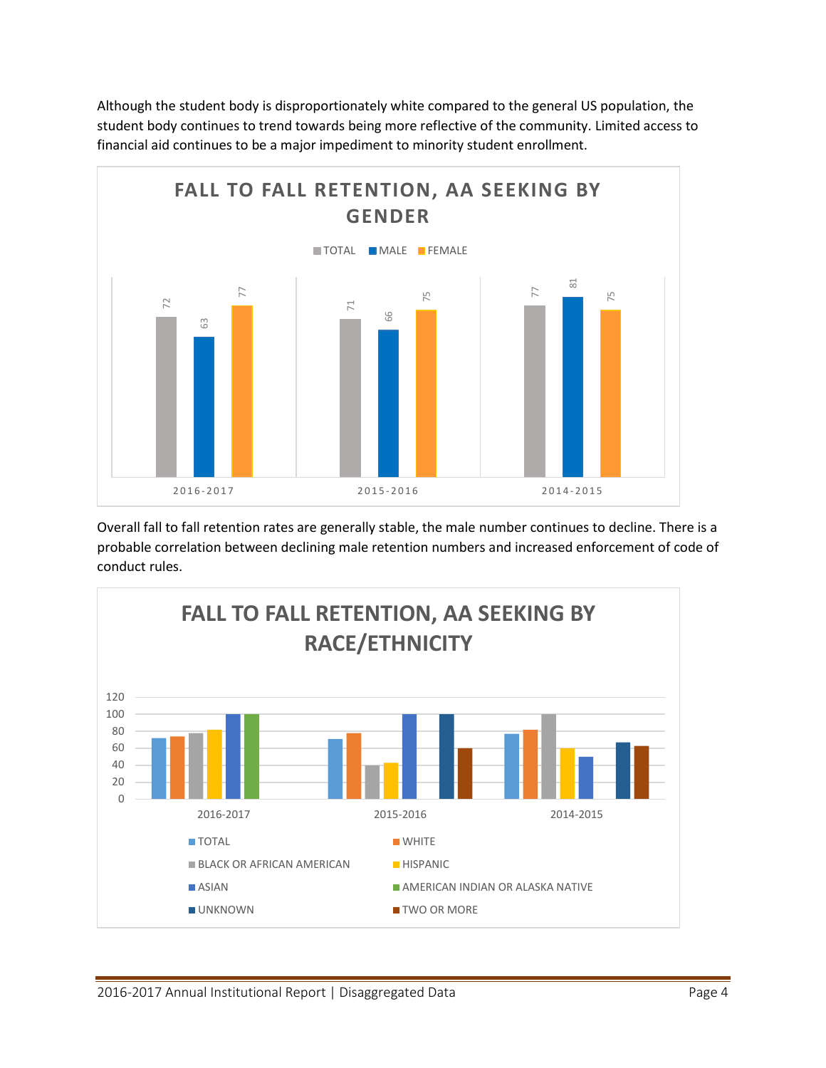Although the student body is disproportionately white compared to the general US population, the student body continues to trend towards being more reflective of the community. Limited access to financial aid continues to be a major impediment to minority student enrollment.

**FALL TO FALL RETENTION, AA SEEKING BY GENDER**

| | TOTAL | MALE | FEMALE |
|---|---|---|---|
| 2016-2017 | 72 | 63 | 77 |
| 2015-2016 | 71 | 66 | 75 |
| 2014-2015 | 77 | 81 | 75 |

Overall fall to fall retention rates are generally stable, the male number continues to decline. There is a probable correlation between declining male retention numbers and increased enforcement of code of conduct rules.

**FALL TO FALL RETENTION, AA SEEKING BY RACE/ETHNICITY**

Legend: TOTAL, WHITE, BLACK OR AFRICAN AMERICAN, HISPANIC, ASIAN, AMERICAN INDIAN OR ALASKA NATIVE, UNKNOWN, TWO OR MORE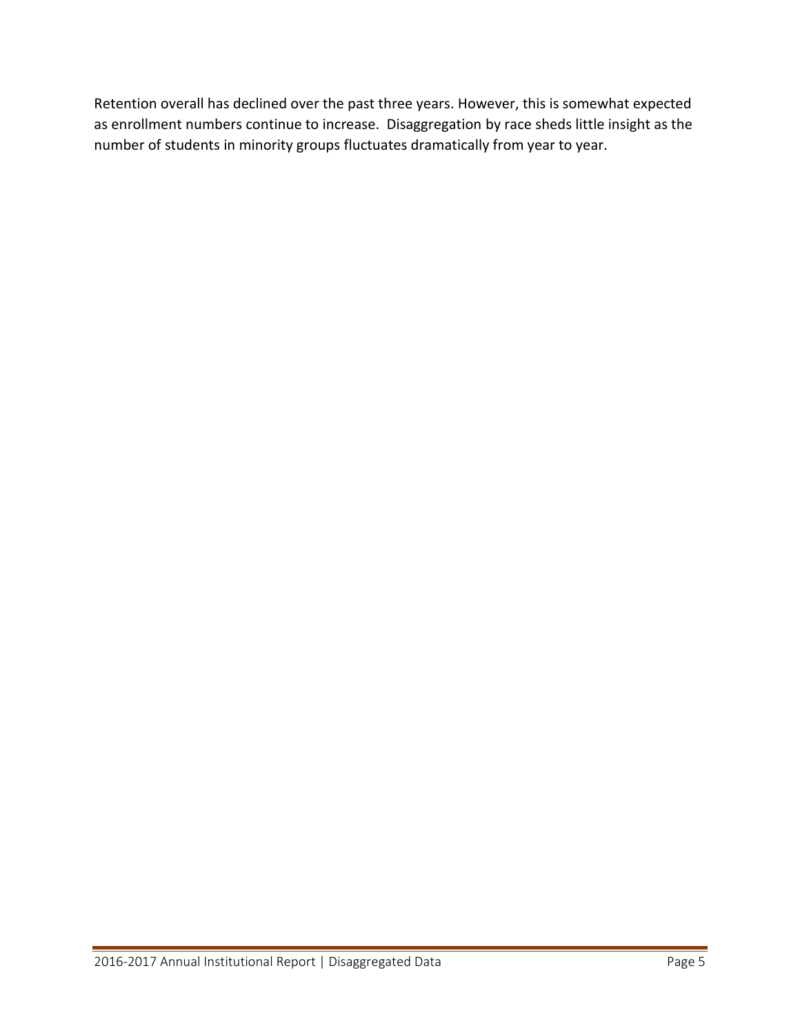Retention overall has declined over the past three years. However, this is somewhat expected as enrollment numbers continue to increase.  Disaggregation by race sheds little insight as the number of students in minority groups fluctuates dramatically from year to year.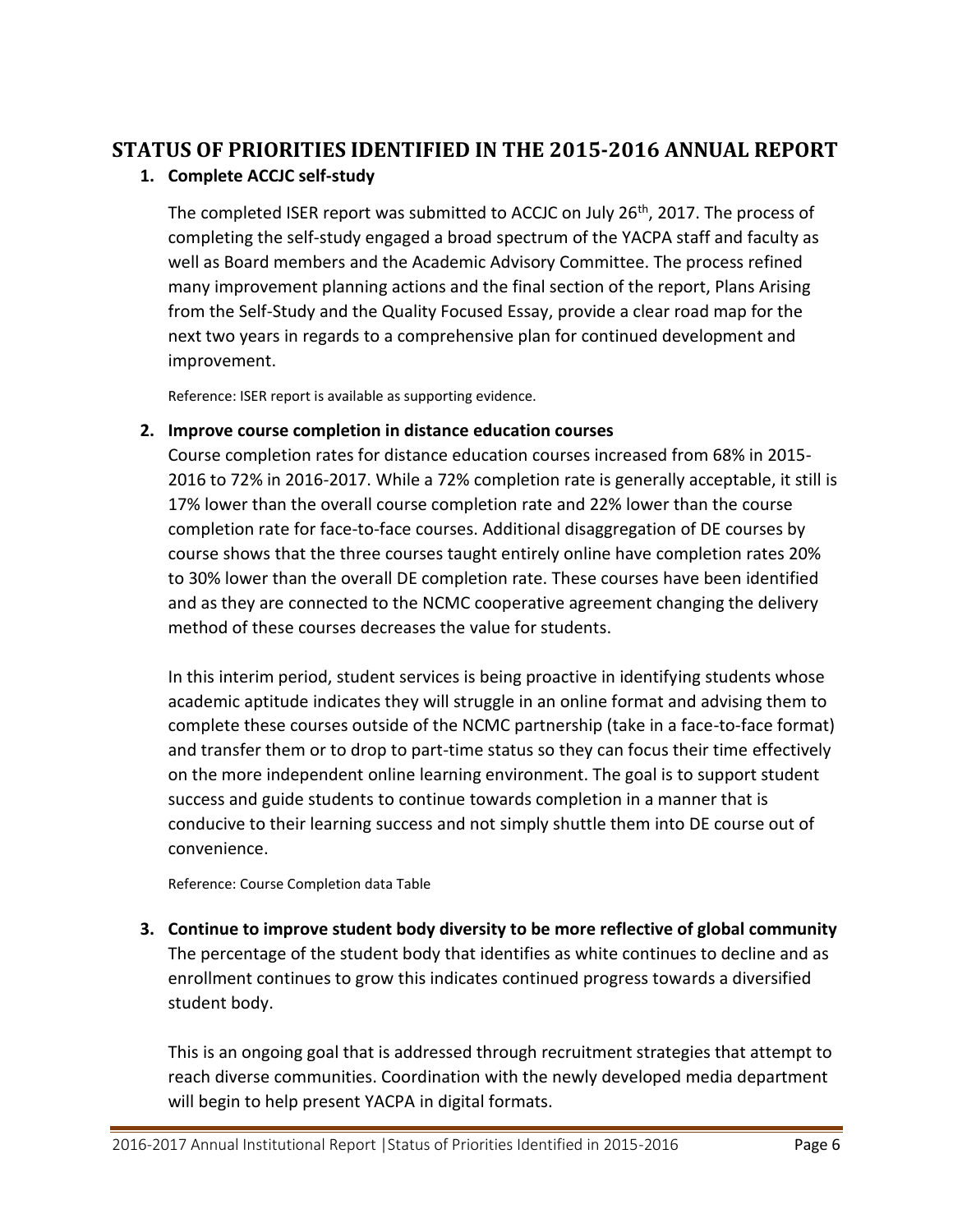# STATUS OF PRIORITIES IDENTIFIED IN THE 2015-2016 ANNUAL REPORT

## 1. Complete ACCJC self-study

The completed ISER report was submitted to ACCJC on July 26th, 2017. The process of completing the self-study engaged a broad spectrum of the YACPA staff and faculty as well as Board members and the Academic Advisory Committee. The process refined many improvement planning actions and the final section of the report, Plans Arising from the Self-Study and the Quality Focused Essay, provide a clear road map for the next two years in regards to a comprehensive plan for continued development and improvement.

Reference: ISER report is available as supporting evidence.

## 2. Improve course completion in distance education courses

Course completion rates for distance education courses increased from 68% in 2015-2016 to 72% in 2016-2017. While a 72% completion rate is generally acceptable, it still is 17% lower than the overall course completion rate and 22% lower than the course completion rate for face-to-face courses. Additional disaggregation of DE courses by course shows that the three courses taught entirely online have completion rates 20% to 30% lower than the overall DE completion rate. These courses have been identified and as they are connected to the NCMC cooperative agreement changing the delivery method of these courses decreases the value for students.

In this interim period, student services is being proactive in identifying students whose academic aptitude indicates they will struggle in an online format and advising them to complete these courses outside of the NCMC partnership (take in a face-to-face format) and transfer them or to drop to part-time status so they can focus their time effectively on the more independent online learning environment. The goal is to support student success and guide students to continue towards completion in a manner that is conducive to their learning success and not simply shuttle them into DE course out of convenience.

Reference: Course Completion data Table

## 3. Continue to improve student body diversity to be more reflective of global community

The percentage of the student body that identifies as white continues to decline and as enrollment continues to grow this indicates continued progress towards a diversified student body.

This is an ongoing goal that is addressed through recruitment strategies that attempt to reach diverse communities. Coordination with the newly developed media department will begin to help present YACPA in digital formats.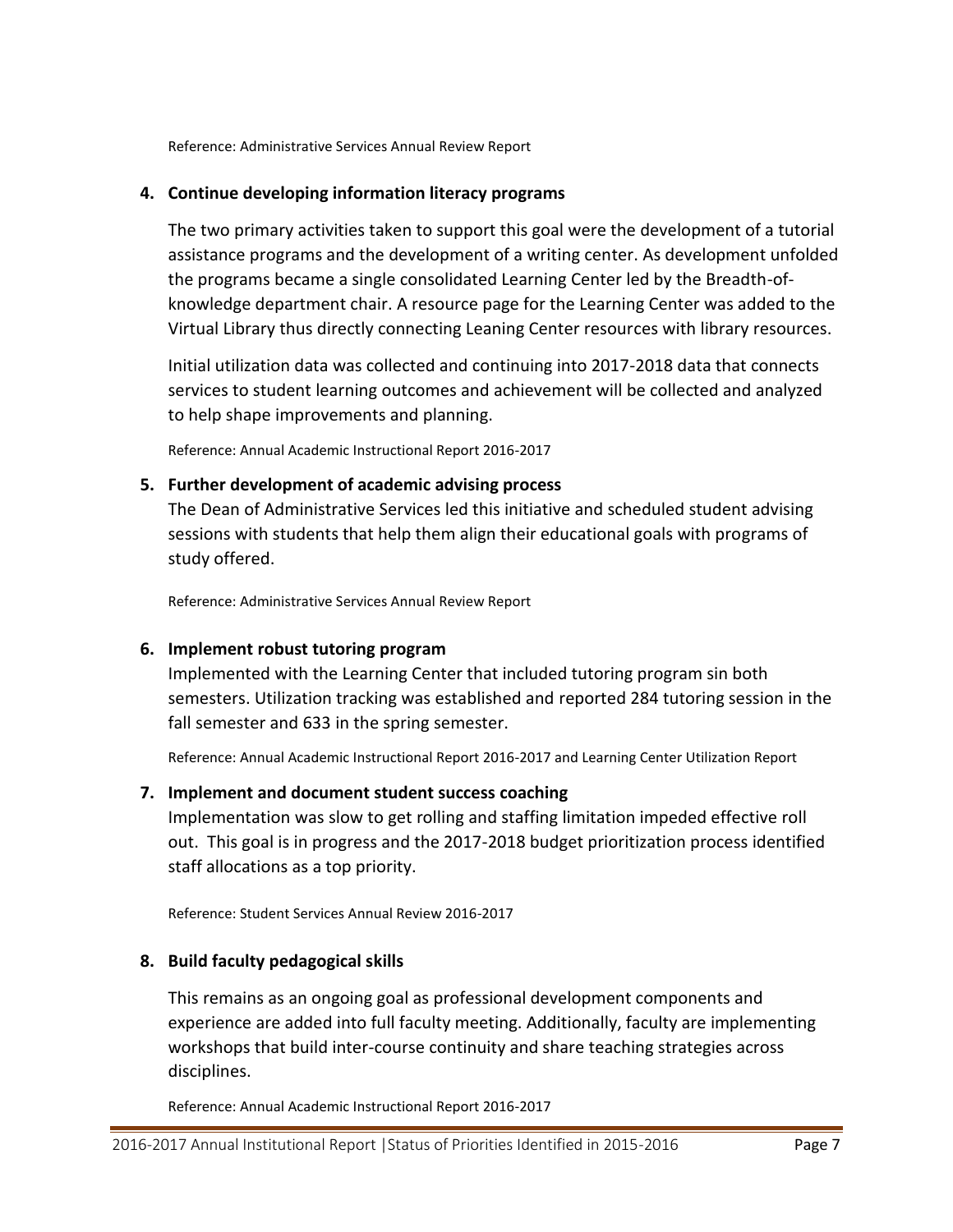Reference: Administrative Services Annual Review Report

4. **Continue developing information literacy programs**

   The two primary activities taken to support this goal were the development of a tutorial assistance programs and the development of a writing center. As development unfolded the programs became a single consolidated Learning Center led by the Breadth-of-knowledge department chair. A resource page for the Learning Center was added to the Virtual Library thus directly connecting Leaning Center resources with library resources.

   Initial utilization data was collected and continuing into 2017-2018 data that connects services to student learning outcomes and achievement will be collected and analyzed to help shape improvements and planning.

   Reference: Annual Academic Instructional Report 2016-2017

5. **Further development of academic advising process**

   The Dean of Administrative Services led this initiative and scheduled student advising sessions with students that help them align their educational goals with programs of study offered.

   Reference: Administrative Services Annual Review Report

6. **Implement robust tutoring program**

   Implemented with the Learning Center that included tutoring program sin both semesters. Utilization tracking was established and reported 284 tutoring session in the fall semester and 633 in the spring semester.

   Reference: Annual Academic Instructional Report 2016-2017 and Learning Center Utilization Report

7. **Implement and document student success coaching**

   Implementation was slow to get rolling and staffing limitation impeded effective roll out. This goal is in progress and the 2017-2018 budget prioritization process identified staff allocations as a top priority.

   Reference: Student Services Annual Review 2016-2017

8. **Build faculty pedagogical skills**

   This remains as an ongoing goal as professional development components and experience are added into full faculty meeting. Additionally, faculty are implementing workshops that build inter-course continuity and share teaching strategies across disciplines.

   Reference: Annual Academic Instructional Report 2016-2017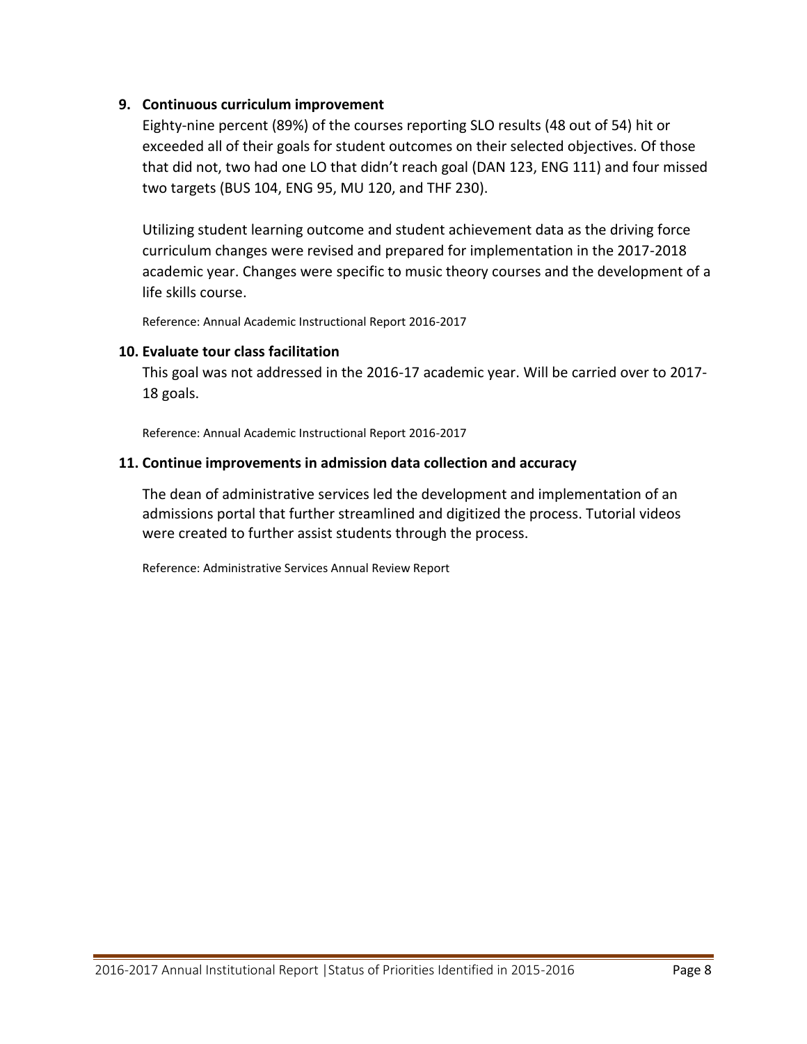### 9. Continuous curriculum improvement

Eighty-nine percent (89%) of the courses reporting SLO results (48 out of 54) hit or exceeded all of their goals for student outcomes on their selected objectives. Of those that did not, two had one LO that didn't reach goal (DAN 123, ENG 111) and four missed two targets (BUS 104, ENG 95, MU 120, and THF 230).

Utilizing student learning outcome and student achievement data as the driving force curriculum changes were revised and prepared for implementation in the 2017-2018 academic year. Changes were specific to music theory courses and the development of a life skills course.

Reference: Annual Academic Instructional Report 2016-2017

### 10. Evaluate tour class facilitation

This goal was not addressed in the 2016-17 academic year. Will be carried over to 2017-18 goals.

Reference: Annual Academic Instructional Report 2016-2017

### 11. Continue improvements in admission data collection and accuracy

The dean of administrative services led the development and implementation of an admissions portal that further streamlined and digitized the process. Tutorial videos were created to further assist students through the process.

Reference: Administrative Services Annual Review Report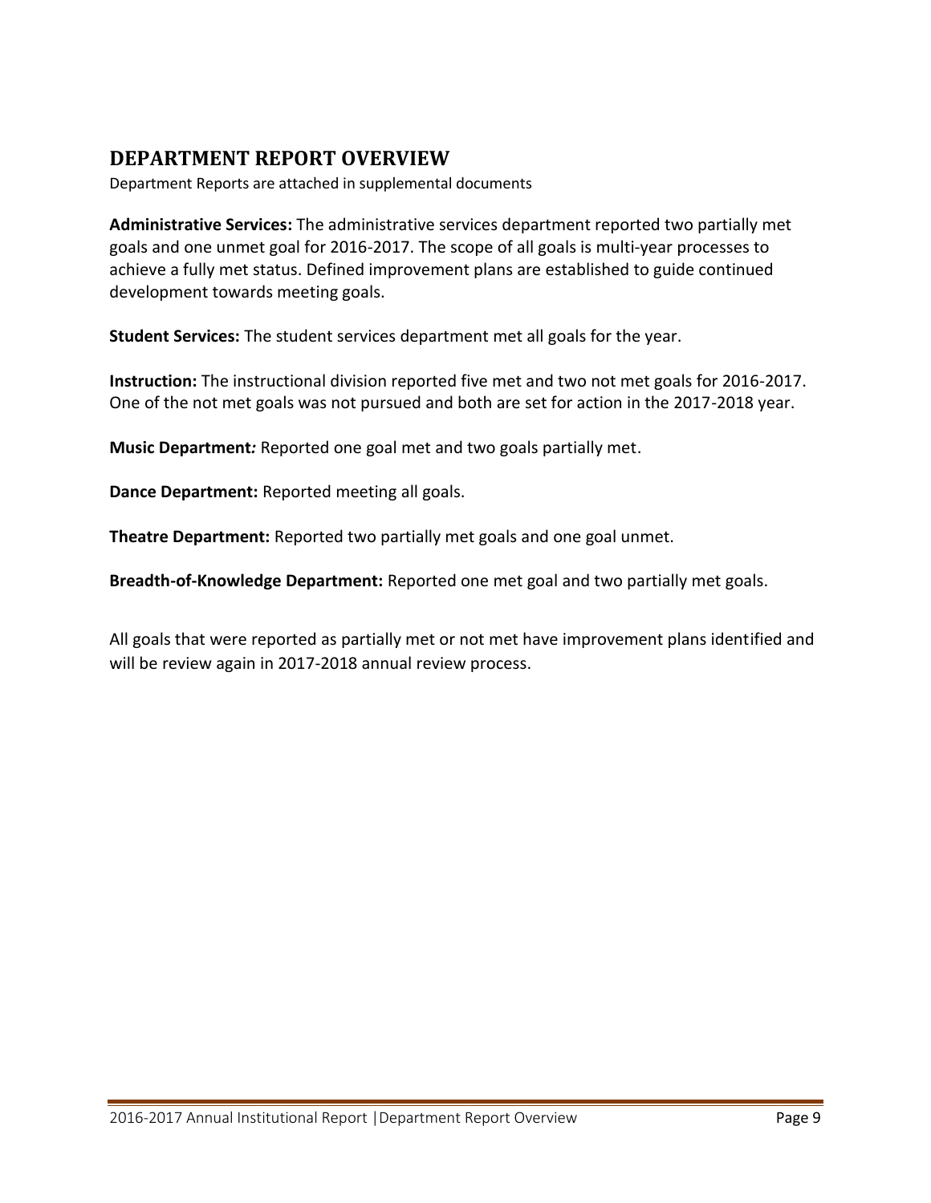## DEPARTMENT REPORT OVERVIEW

Department Reports are attached in supplemental documents

**Administrative Services:** The administrative services department reported two partially met goals and one unmet goal for 2016-2017. The scope of all goals is multi-year processes to achieve a fully met status. Defined improvement plans are established to guide continued development towards meeting goals.

**Student Services:** The student services department met all goals for the year.

**Instruction:** The instructional division reported five met and two not met goals for 2016-2017. One of the not met goals was not pursued and both are set for action in the 2017-2018 year.

**Music Department***:* Reported one goal met and two goals partially met.

**Dance Department:** Reported meeting all goals.

**Theatre Department:** Reported two partially met goals and one goal unmet.

**Breadth-of-Knowledge Department:** Reported one met goal and two partially met goals.

All goals that were reported as partially met or not met have improvement plans identified and will be review again in 2017-2018 annual review process.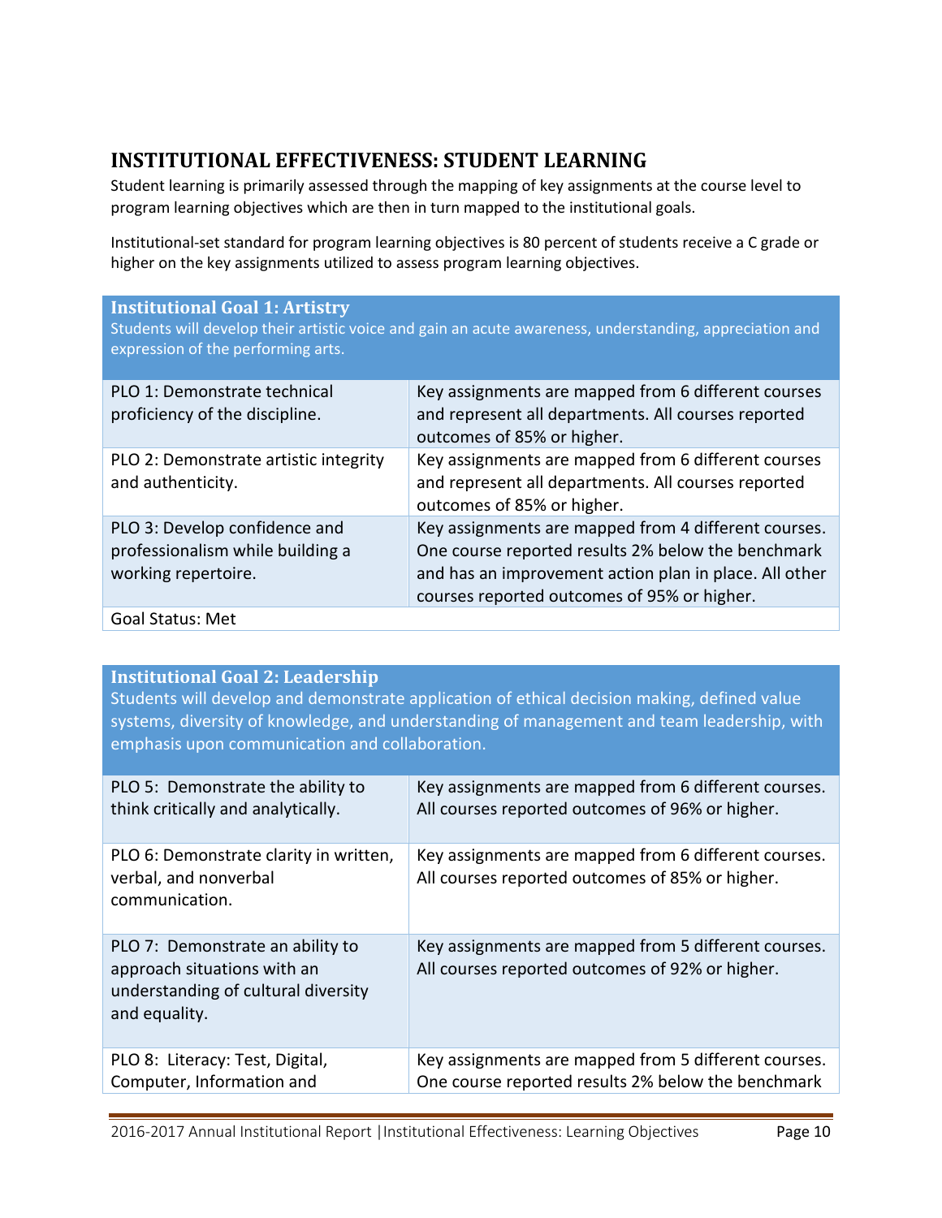## INSTITUTIONAL EFFECTIVENESS: STUDENT LEARNING

Student learning is primarily assessed through the mapping of key assignments at the course level to program learning objectives which are then in turn mapped to the institutional goals.

Institutional-set standard for program learning objectives is 80 percent of students receive a C grade or higher on the key assignments utilized to assess program learning objectives.

| **Institutional Goal 1: Artistry**<br>Students will develop their artistic voice and gain an acute awareness, understanding, appreciation and expression of the performing arts. | |
|---|---|
| PLO 1: Demonstrate technical proficiency of the discipline. | Key assignments are mapped from 6 different courses and represent all departments. All courses reported outcomes of 85% or higher. |
| PLO 2: Demonstrate artistic integrity and authenticity. | Key assignments are mapped from 6 different courses and represent all departments. All courses reported outcomes of 85% or higher. |
| PLO 3: Develop confidence and professionalism while building a working repertoire. | Key assignments are mapped from 4 different courses. One course reported results 2% below the benchmark and has an improvement action plan in place. All other courses reported outcomes of 95% or higher. |
| Goal Status: Met | |

| **Institutional Goal 2: Leadership**<br>Students will develop and demonstrate application of ethical decision making, defined value systems, diversity of knowledge, and understanding of management and team leadership, with emphasis upon communication and collaboration. | |
|---|---|
| PLO 5: Demonstrate the ability to think critically and analytically. | Key assignments are mapped from 6 different courses. All courses reported outcomes of 96% or higher. |
| PLO 6: Demonstrate clarity in written, verbal, and nonverbal communication. | Key assignments are mapped from 6 different courses. All courses reported outcomes of 85% or higher. |
| PLO 7: Demonstrate an ability to approach situations with an understanding of cultural diversity and equality. | Key assignments are mapped from 5 different courses. All courses reported outcomes of 92% or higher. |
| PLO 8: Literacy: Test, Digital, Computer, Information and | Key assignments are mapped from 5 different courses. One course reported results 2% below the benchmark |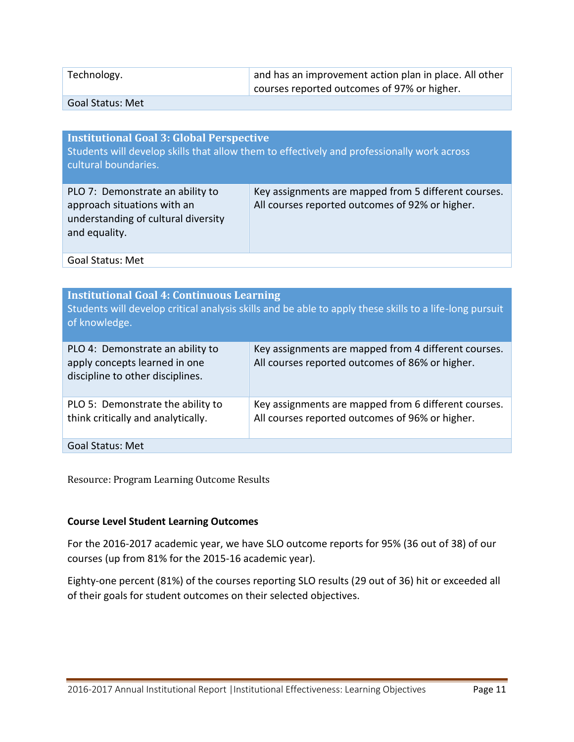| Technology. | and has an improvement action plan in place. All other courses reported outcomes of 97% or higher. |
|---|---|
| Goal Status: Met | |

| **Institutional Goal 3: Global Perspective** Students will develop skills that allow them to effectively and professionally work across cultural boundaries. | |
|---|---|
| PLO 7: Demonstrate an ability to approach situations with an understanding of cultural diversity and equality. | Key assignments are mapped from 5 different courses. All courses reported outcomes of 92% or higher. |
| Goal Status: Met | |

| **Institutional Goal 4: Continuous Learning** Students will develop critical analysis skills and be able to apply these skills to a life-long pursuit of knowledge. | |
|---|---|
| PLO 4: Demonstrate an ability to apply concepts learned in one discipline to other disciplines. | Key assignments are mapped from 4 different courses. All courses reported outcomes of 86% or higher. |
| PLO 5: Demonstrate the ability to think critically and analytically. | Key assignments are mapped from 6 different courses. All courses reported outcomes of 96% or higher. |
| Goal Status: Met | |

Resource: Program Learning Outcome Results

**Course Level Student Learning Outcomes**

For the 2016-2017 academic year, we have SLO outcome reports for 95% (36 out of 38) of our courses (up from 81% for the 2015-16 academic year).

Eighty-one percent (81%) of the courses reporting SLO results (29 out of 36) hit or exceeded all of their goals for student outcomes on their selected objectives.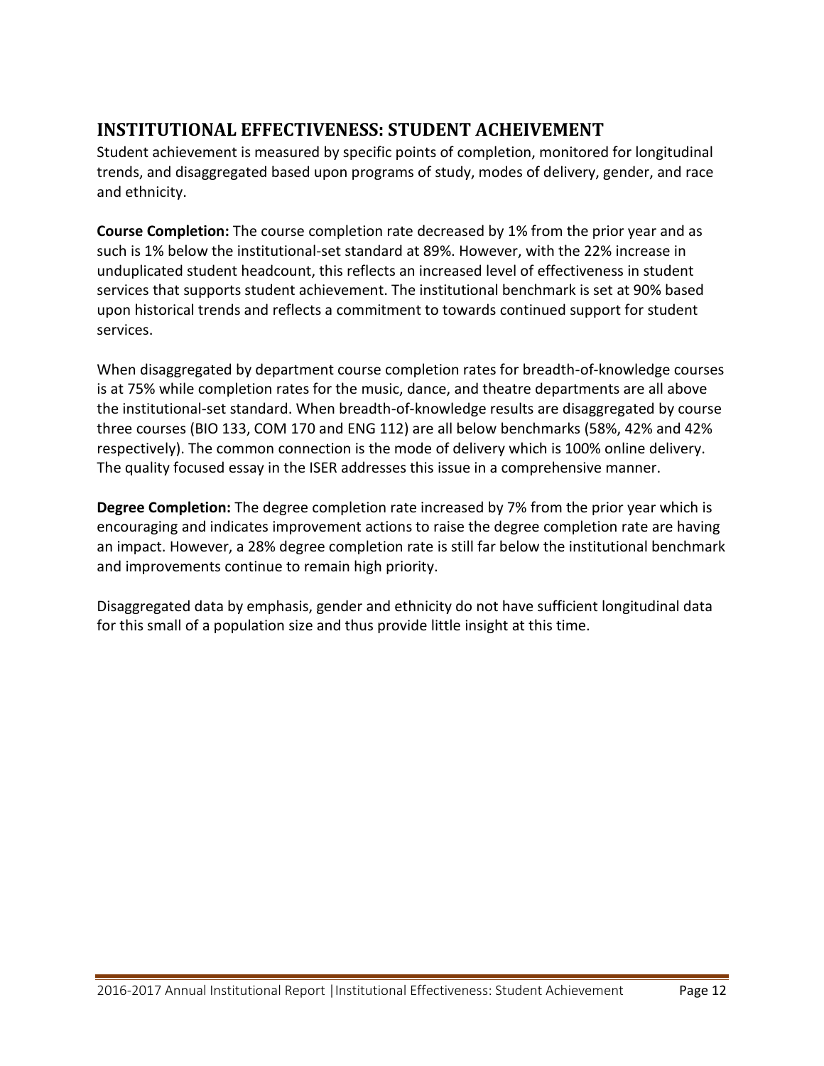## INSTITUTIONAL EFFECTIVENESS: STUDENT ACHEIVEMENT

Student achievement is measured by specific points of completion, monitored for longitudinal trends, and disaggregated based upon programs of study, modes of delivery, gender, and race and ethnicity.

**Course Completion:** The course completion rate decreased by 1% from the prior year and as such is 1% below the institutional-set standard at 89%. However, with the 22% increase in unduplicated student headcount, this reflects an increased level of effectiveness in student services that supports student achievement. The institutional benchmark is set at 90% based upon historical trends and reflects a commitment to towards continued support for student services.

When disaggregated by department course completion rates for breadth-of-knowledge courses is at 75% while completion rates for the music, dance, and theatre departments are all above the institutional-set standard. When breadth-of-knowledge results are disaggregated by course three courses (BIO 133, COM 170 and ENG 112) are all below benchmarks (58%, 42% and 42% respectively). The common connection is the mode of delivery which is 100% online delivery. The quality focused essay in the ISER addresses this issue in a comprehensive manner.

**Degree Completion:** The degree completion rate increased by 7% from the prior year which is encouraging and indicates improvement actions to raise the degree completion rate are having an impact. However, a 28% degree completion rate is still far below the institutional benchmark and improvements continue to remain high priority.

Disaggregated data by emphasis, gender and ethnicity do not have sufficient longitudinal data for this small of a population size and thus provide little insight at this time.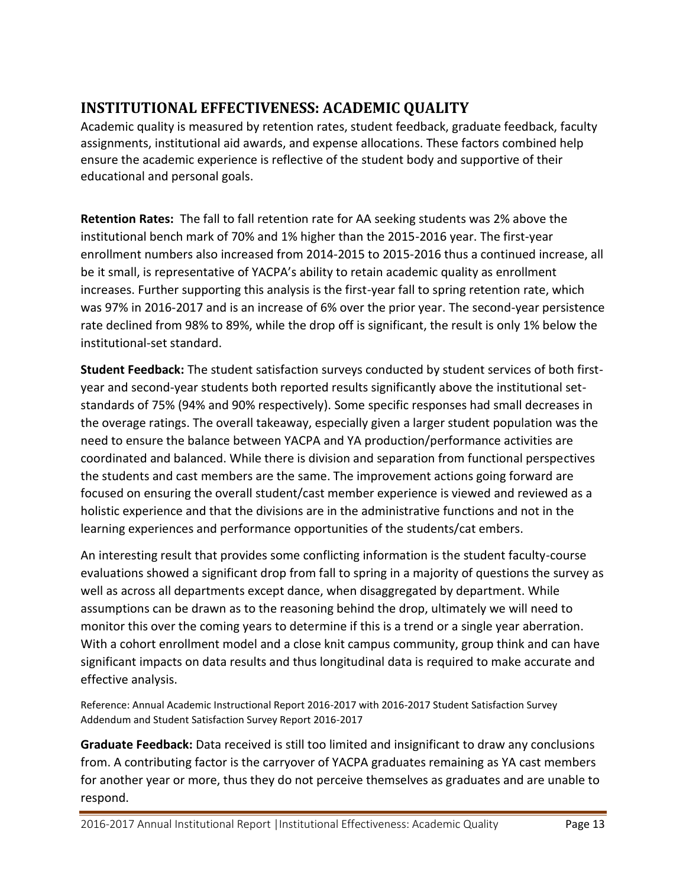## INSTITUTIONAL EFFECTIVENESS: ACADEMIC QUALITY

Academic quality is measured by retention rates, student feedback, graduate feedback, faculty assignments, institutional aid awards, and expense allocations. These factors combined help ensure the academic experience is reflective of the student body and supportive of their educational and personal goals.

**Retention Rates:** The fall to fall retention rate for AA seeking students was 2% above the institutional bench mark of 70% and 1% higher than the 2015-2016 year. The first-year enrollment numbers also increased from 2014-2015 to 2015-2016 thus a continued increase, all be it small, is representative of YACPA's ability to retain academic quality as enrollment increases. Further supporting this analysis is the first-year fall to spring retention rate, which was 97% in 2016-2017 and is an increase of 6% over the prior year. The second-year persistence rate declined from 98% to 89%, while the drop off is significant, the result is only 1% below the institutional-set standard.

**Student Feedback:** The student satisfaction surveys conducted by student services of both first-year and second-year students both reported results significantly above the institutional set-standards of 75% (94% and 90% respectively). Some specific responses had small decreases in the overage ratings. The overall takeaway, especially given a larger student population was the need to ensure the balance between YACPA and YA production/performance activities are coordinated and balanced. While there is division and separation from functional perspectives the students and cast members are the same. The improvement actions going forward are focused on ensuring the overall student/cast member experience is viewed and reviewed as a holistic experience and that the divisions are in the administrative functions and not in the learning experiences and performance opportunities of the students/cat embers.

An interesting result that provides some conflicting information is the student faculty-course evaluations showed a significant drop from fall to spring in a majority of questions the survey as well as across all departments except dance, when disaggregated by department. While assumptions can be drawn as to the reasoning behind the drop, ultimately we will need to monitor this over the coming years to determine if this is a trend or a single year aberration. With a cohort enrollment model and a close knit campus community, group think and can have significant impacts on data results and thus longitudinal data is required to make accurate and effective analysis.

Reference: Annual Academic Instructional Report 2016-2017 with 2016-2017 Student Satisfaction Survey Addendum and Student Satisfaction Survey Report 2016-2017

**Graduate Feedback:** Data received is still too limited and insignificant to draw any conclusions from. A contributing factor is the carryover of YACPA graduates remaining as YA cast members for another year or more, thus they do not perceive themselves as graduates and are unable to respond.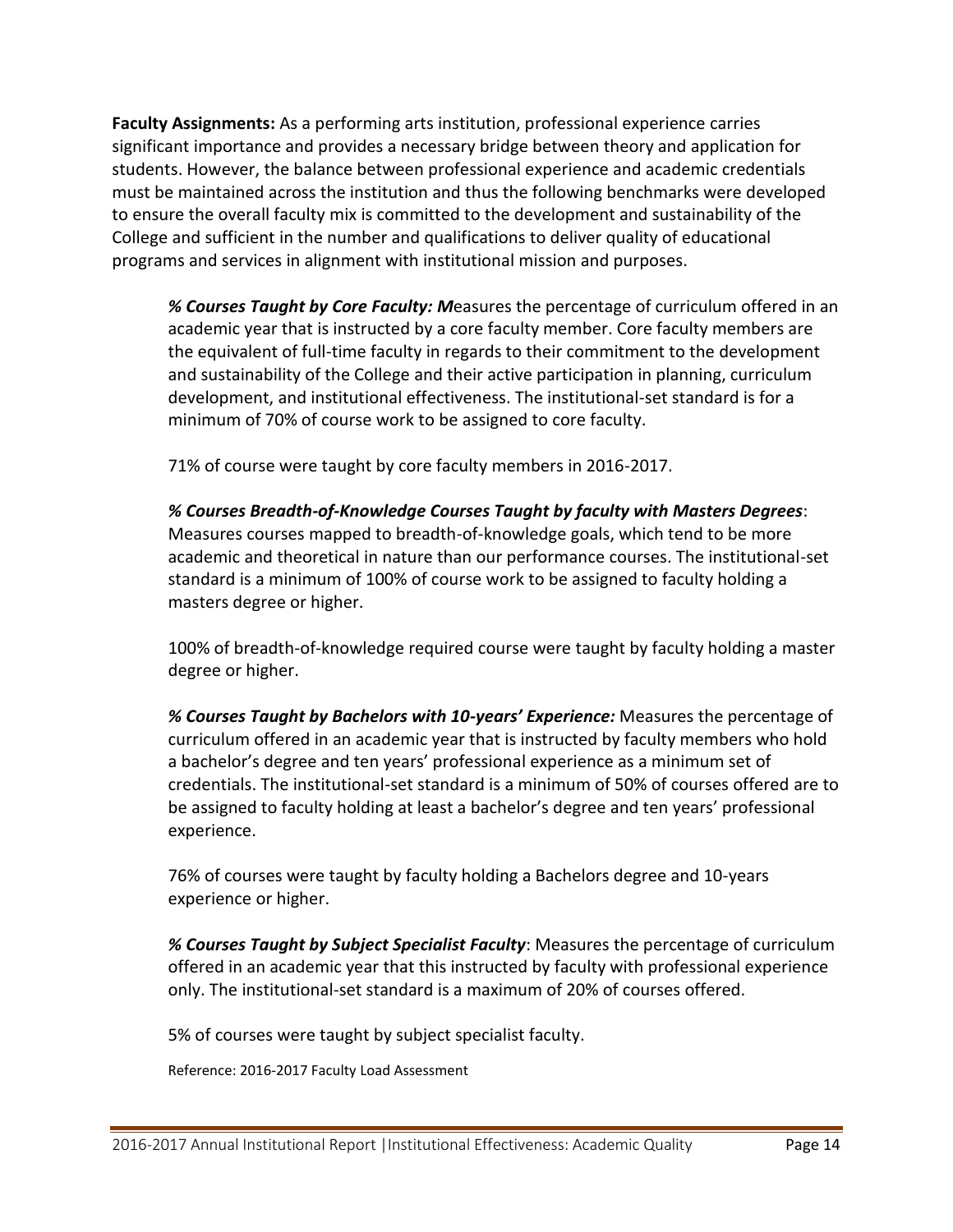**Faculty Assignments:** As a performing arts institution, professional experience carries significant importance and provides a necessary bridge between theory and application for students. However, the balance between professional experience and academic credentials must be maintained across the institution and thus the following benchmarks were developed to ensure the overall faculty mix is committed to the development and sustainability of the College and sufficient in the number and qualifications to deliver quality of educational programs and services in alignment with institutional mission and purposes.

***% Courses Taught by Core Faculty: M***easures the percentage of curriculum offered in an academic year that is instructed by a core faculty member. Core faculty members are the equivalent of full-time faculty in regards to their commitment to the development and sustainability of the College and their active participation in planning, curriculum development, and institutional effectiveness. The institutional-set standard is for a minimum of 70% of course work to be assigned to core faculty.

71% of course were taught by core faculty members in 2016-2017.

***% Courses Breadth-of-Knowledge Courses Taught by faculty with Masters Degrees***: Measures courses mapped to breadth-of-knowledge goals, which tend to be more academic and theoretical in nature than our performance courses. The institutional-set standard is a minimum of 100% of course work to be assigned to faculty holding a masters degree or higher.

100% of breadth-of-knowledge required course were taught by faculty holding a master degree or higher.

***% Courses Taught by Bachelors with 10-years' Experience:*** Measures the percentage of curriculum offered in an academic year that is instructed by faculty members who hold a bachelor's degree and ten years' professional experience as a minimum set of credentials. The institutional-set standard is a minimum of 50% of courses offered are to be assigned to faculty holding at least a bachelor's degree and ten years' professional experience.

76% of courses were taught by faculty holding a Bachelors degree and 10-years experience or higher.

***% Courses Taught by Subject Specialist Faculty***: Measures the percentage of curriculum offered in an academic year that this instructed by faculty with professional experience only. The institutional-set standard is a maximum of 20% of courses offered.

5% of courses were taught by subject specialist faculty.

Reference: 2016-2017 Faculty Load Assessment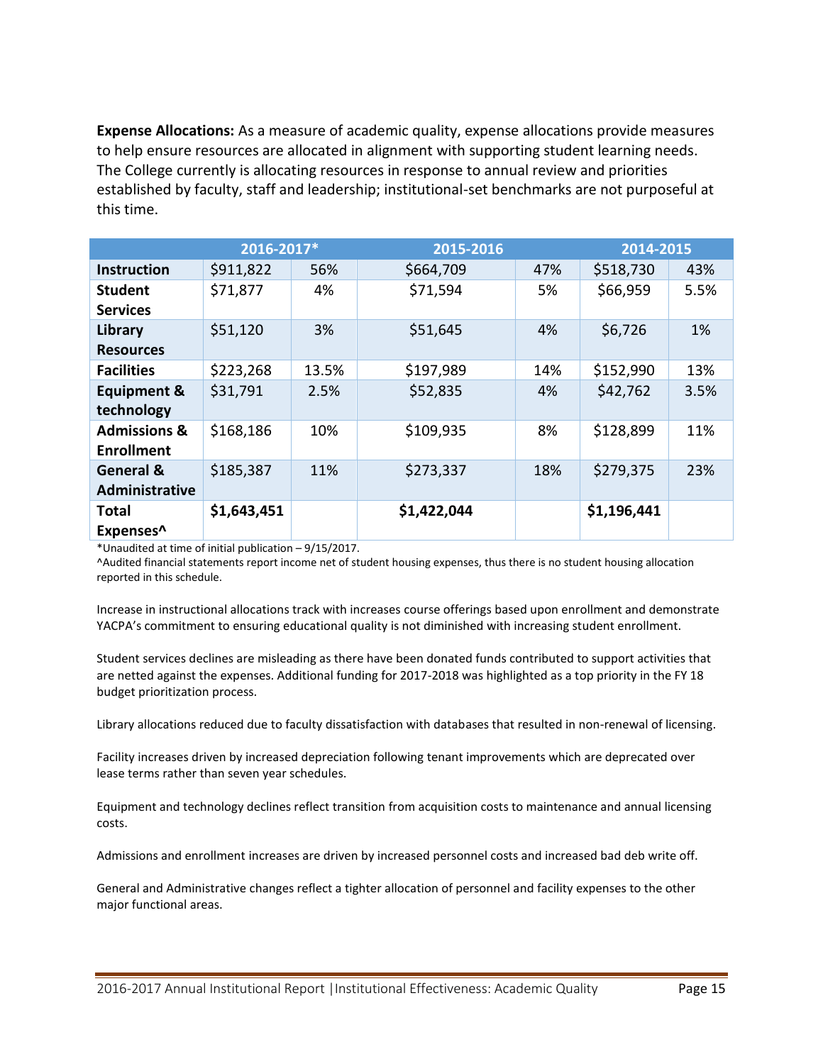**Expense Allocations:** As a measure of academic quality, expense allocations provide measures to help ensure resources are allocated in alignment with supporting student learning needs. The College currently is allocating resources in response to annual review and priorities established by faculty, staff and leadership; institutional-set benchmarks are not purposeful at this time.

| | 2016-2017* | | 2015-2016 | | 2014-2015 | |
|---|---|---|---|---|---|---|
| **Instruction** | $911,822 | 56% | $664,709 | 47% | $518,730 | 43% |
| **Student Services** | $71,877 | 4% | $71,594 | 5% | $66,959 | 5.5% |
| **Library Resources** | $51,120 | 3% | $51,645 | 4% | $6,726 | 1% |
| **Facilities** | $223,268 | 13.5% | $197,989 | 14% | $152,990 | 13% |
| **Equipment & technology** | $31,791 | 2.5% | $52,835 | 4% | $42,762 | 3.5% |
| **Admissions & Enrollment** | $168,186 | 10% | $109,935 | 8% | $128,899 | 11% |
| **General & Administrative** | $185,387 | 11% | $273,337 | 18% | $279,375 | 23% |
| **Total Expenses^** | **$1,643,451** | | **$1,422,044** | | **$1,196,441** | |

*Unaudited at time of initial publication – 9/15/2017.
^Audited financial statements report income net of student housing expenses, thus there is no student housing allocation reported in this schedule.

Increase in instructional allocations track with increases course offerings based upon enrollment and demonstrate YACPA's commitment to ensuring educational quality is not diminished with increasing student enrollment.

Student services declines are misleading as there have been donated funds contributed to support activities that are netted against the expenses. Additional funding for 2017-2018 was highlighted as a top priority in the FY 18 budget prioritization process.

Library allocations reduced due to faculty dissatisfaction with databases that resulted in non-renewal of licensing.

Facility increases driven by increased depreciation following tenant improvements which are deprecated over lease terms rather than seven year schedules.

Equipment and technology declines reflect transition from acquisition costs to maintenance and annual licensing costs.

Admissions and enrollment increases are driven by increased personnel costs and increased bad deb write off.

General and Administrative changes reflect a tighter allocation of personnel and facility expenses to the other major functional areas.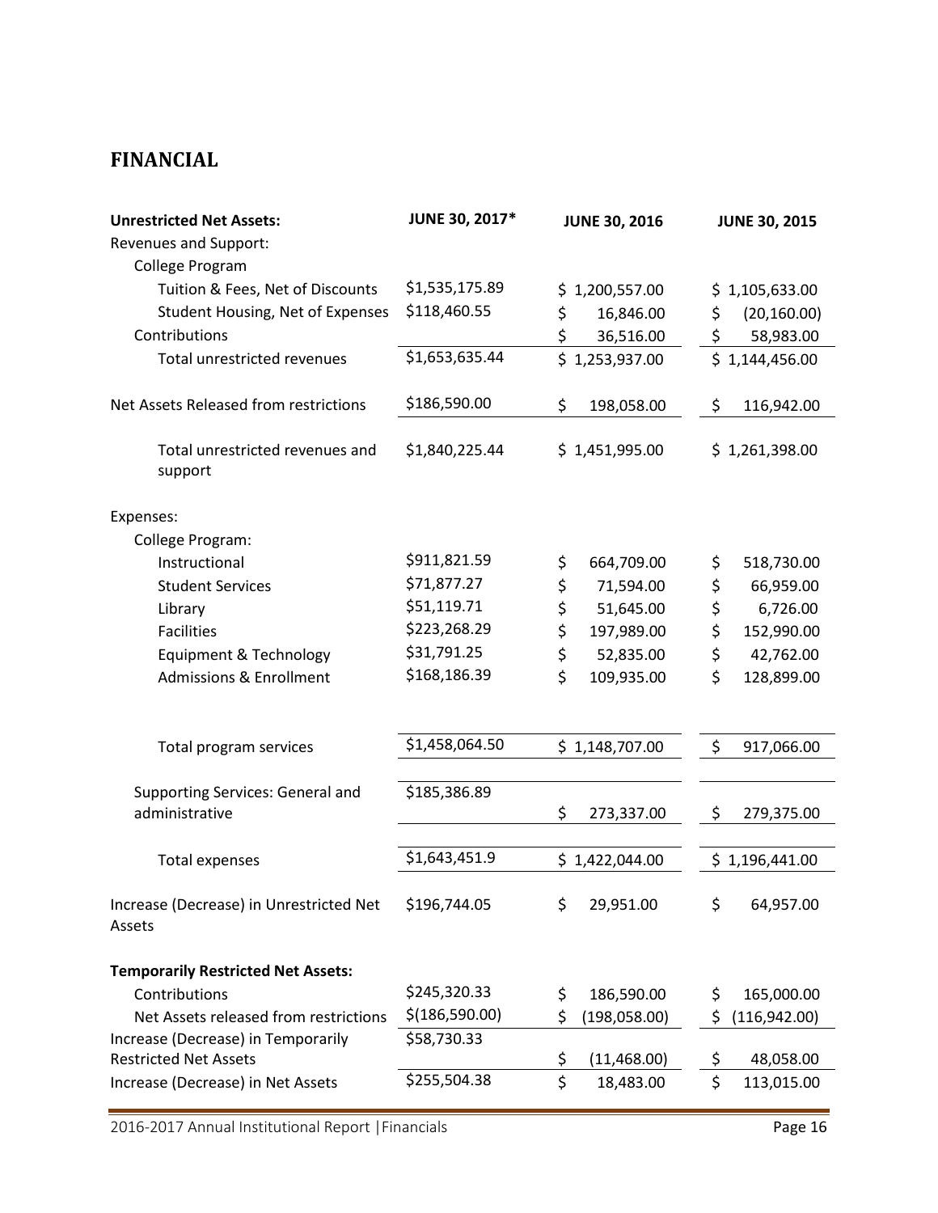## FINANCIAL

| Unrestricted Net Assets: | JUNE 30, 2017* | JUNE 30, 2016 | JUNE 30, 2015 |
|---|---|---|---|
| Revenues and Support: | | | |
| College Program | | | |
| Tuition & Fees, Net of Discounts | $1,535,175.89 | $ 1,200,557.00 | $ 1,105,633.00 |
| Student Housing, Net of Expenses | $118,460.55 | $ 16,846.00 | $ (20,160.00) |
| Contributions | | $ 36,516.00 | $ 58,983.00 |
| Total unrestricted revenues | $1,653,635.44 | $ 1,253,937.00 | $ 1,144,456.00 |
| Net Assets Released from restrictions | $186,590.00 | $ 198,058.00 | $ 116,942.00 |
| Total unrestricted revenues and support | $1,840,225.44 | $ 1,451,995.00 | $ 1,261,398.00 |
| Expenses: | | | |
| College Program: | | | |
| Instructional | $911,821.59 | $ 664,709.00 | $ 518,730.00 |
| Student Services | $71,877.27 | $ 71,594.00 | $ 66,959.00 |
| Library | $51,119.71 | $ 51,645.00 | $ 6,726.00 |
| Facilities | $223,268.29 | $ 197,989.00 | $ 152,990.00 |
| Equipment & Technology | $31,791.25 | $ 52,835.00 | $ 42,762.00 |
| Admissions & Enrollment | $168,186.39 | $ 109,935.00 | $ 128,899.00 |
| Total program services | $1,458,064.50 | $ 1,148,707.00 | $ 917,066.00 |
| Supporting Services: General and administrative | $185,386.89 | $ 273,337.00 | $ 279,375.00 |
| Total expenses | $1,643,451.9 | $ 1,422,044.00 | $ 1,196,441.00 |
| Increase (Decrease) in Unrestricted Net Assets | $196,744.05 | $ 29,951.00 | $ 64,957.00 |
| **Temporarily Restricted Net Assets:** | | | |
| Contributions | $245,320.33 | $ 186,590.00 | $ 165,000.00 |
| Net Assets released from restrictions | $(186,590.00) | $ (198,058.00) | $ (116,942.00) |
| Increase (Decrease) in Temporarily Restricted Net Assets | $58,730.33 | $ (11,468.00) | $ 48,058.00 |
| Increase (Decrease) in Net Assets | $255,504.38 | $ 18,483.00 | $ 113,015.00 |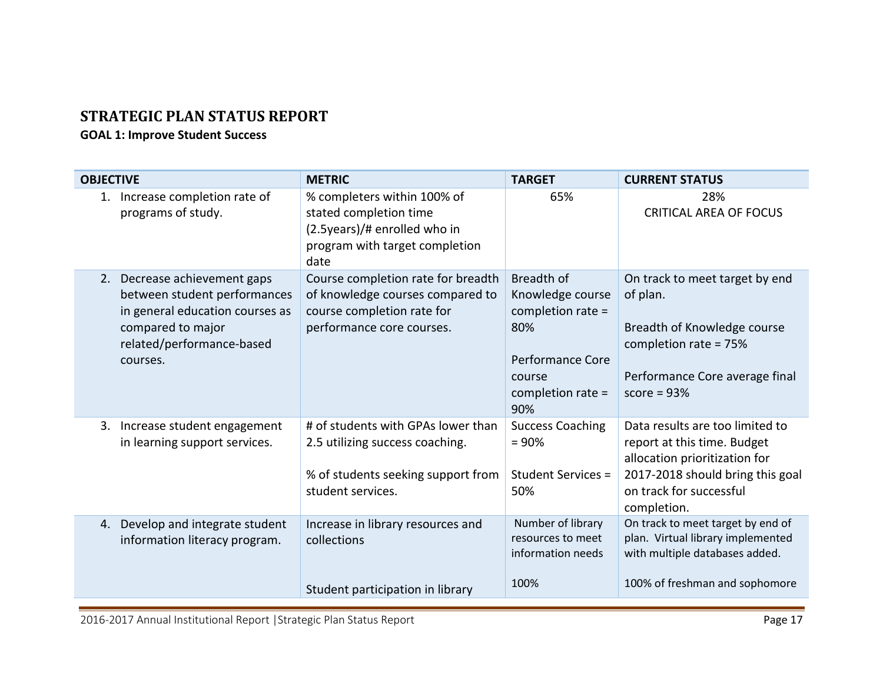# STRATEGIC PLAN STATUS REPORT

## GOAL 1: Improve Student Success

| OBJECTIVE | METRIC | TARGET | CURRENT STATUS |
|---|---|---|---|
| 1. Increase completion rate of programs of study. | % completers within 100% of stated completion time (2.5years)/# enrolled who in program with target completion date | 65% | 28% CRITICAL AREA OF FOCUS |
| 2. Decrease achievement gaps between student performances in general education courses as compared to major related/performance-based courses. | Course completion rate for breadth of knowledge courses compared to course completion rate for performance core courses. | Breadth of Knowledge course completion rate = 80%<br><br>Performance Core course completion rate = 90% | On track to meet target by end of plan.<br><br>Breadth of Knowledge course completion rate = 75%<br><br>Performance Core average final score = 93% |
| 3. Increase student engagement in learning support services. | # of students with GPAs lower than 2.5 utilizing success coaching.<br><br>% of students seeking support from student services. | Success Coaching = 90%<br><br>Student Services = 50% | Data results are too limited to report at this time. Budget allocation prioritization for 2017-2018 should bring this goal on track for successful completion. |
| 4. Develop and integrate student information literacy program. | Increase in library resources and collections<br><br>Student participation in library | Number of library resources to meet information needs<br><br>100% | On track to meet target by end of plan. Virtual library implemented with multiple databases added.<br><br>100% of freshman and sophomore |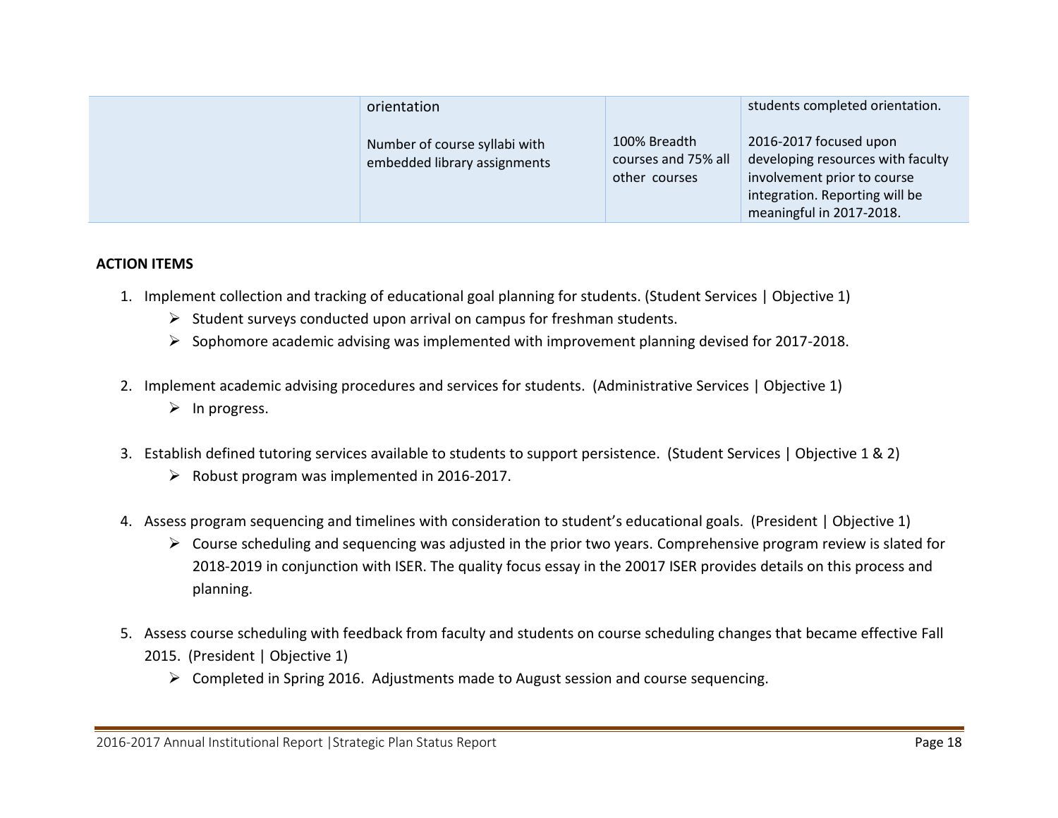|  | orientation |  | students completed orientation. |
|---|---|---|---|
|  | Number of course syllabi with embedded library assignments | 100% Breadth courses and 75% all other courses | 2016-2017 focused upon developing resources with faculty involvement prior to course integration. Reporting will be meaningful in 2017-2018. |

**ACTION ITEMS**

1. Implement collection and tracking of educational goal planning for students. (Student Services | Objective 1)
   - Student surveys conducted upon arrival on campus for freshman students.
   - Sophomore academic advising was implemented with improvement planning devised for 2017-2018.

2. Implement academic advising procedures and services for students. (Administrative Services | Objective 1)
   - In progress.

3. Establish defined tutoring services available to students to support persistence. (Student Services | Objective 1 & 2)
   - Robust program was implemented in 2016-2017.

4. Assess program sequencing and timelines with consideration to student's educational goals. (President | Objective 1)
   - Course scheduling and sequencing was adjusted in the prior two years. Comprehensive program review is slated for 2018-2019 in conjunction with ISER. The quality focus essay in the 20017 ISER provides details on this process and planning.

5. Assess course scheduling with feedback from faculty and students on course scheduling changes that became effective Fall 2015. (President | Objective 1)
   - Completed in Spring 2016. Adjustments made to August session and course sequencing.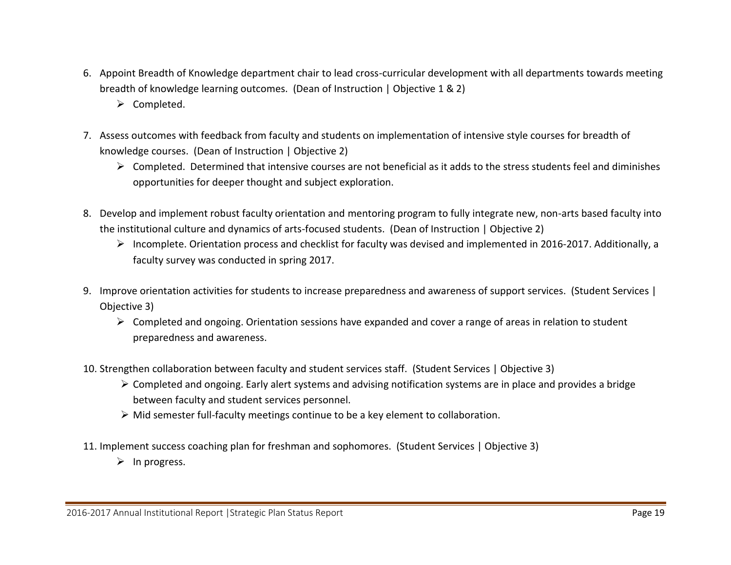6. Appoint Breadth of Knowledge department chair to lead cross-curricular development with all departments towards meeting breadth of knowledge learning outcomes. (Dean of Instruction | Objective 1 & 2)
   - Completed.

7. Assess outcomes with feedback from faculty and students on implementation of intensive style courses for breadth of knowledge courses. (Dean of Instruction | Objective 2)
   - Completed. Determined that intensive courses are not beneficial as it adds to the stress students feel and diminishes opportunities for deeper thought and subject exploration.

8. Develop and implement robust faculty orientation and mentoring program to fully integrate new, non-arts based faculty into the institutional culture and dynamics of arts-focused students. (Dean of Instruction | Objective 2)
   - Incomplete. Orientation process and checklist for faculty was devised and implemented in 2016-2017. Additionally, a faculty survey was conducted in spring 2017.

9. Improve orientation activities for students to increase preparedness and awareness of support services. (Student Services | Objective 3)
   - Completed and ongoing. Orientation sessions have expanded and cover a range of areas in relation to student preparedness and awareness.

10. Strengthen collaboration between faculty and student services staff. (Student Services | Objective 3)
    - Completed and ongoing. Early alert systems and advising notification systems are in place and provides a bridge between faculty and student services personnel.
    - Mid semester full-faculty meetings continue to be a key element to collaboration.

11. Implement success coaching plan for freshman and sophomores. (Student Services | Objective 3)
    - In progress.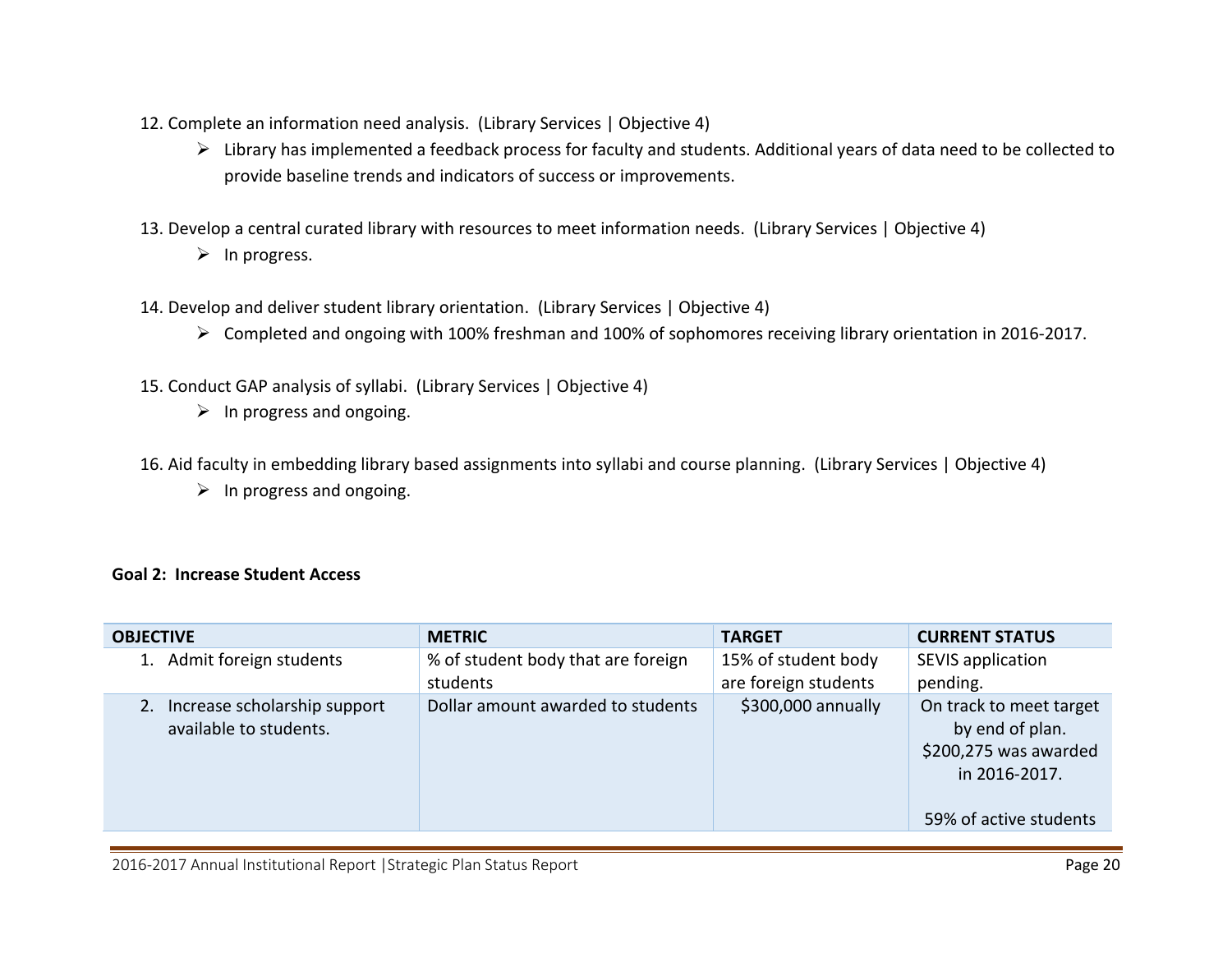12. Complete an information need analysis. (Library Services | Objective 4)
    - Library has implemented a feedback process for faculty and students. Additional years of data need to be collected to provide baseline trends and indicators of success or improvements.

13. Develop a central curated library with resources to meet information needs. (Library Services | Objective 4)
    - In progress.

14. Develop and deliver student library orientation. (Library Services | Objective 4)
    - Completed and ongoing with 100% freshman and 100% of sophomores receiving library orientation in 2016-2017.

15. Conduct GAP analysis of syllabi. (Library Services | Objective 4)
    - In progress and ongoing.

16. Aid faculty in embedding library based assignments into syllabi and course planning. (Library Services | Objective 4)
    - In progress and ongoing.

**Goal 2: Increase Student Access**

| OBJECTIVE | METRIC | TARGET | CURRENT STATUS |
|---|---|---|---|
| 1. Admit foreign students | % of student body that are foreign students | 15% of student body are foreign students | SEVIS application pending. |
| 2. Increase scholarship support available to students. | Dollar amount awarded to students | $300,000 annually | On track to meet target by end of plan. $200,275 was awarded in 2016-2017.<br><br>59% of active students |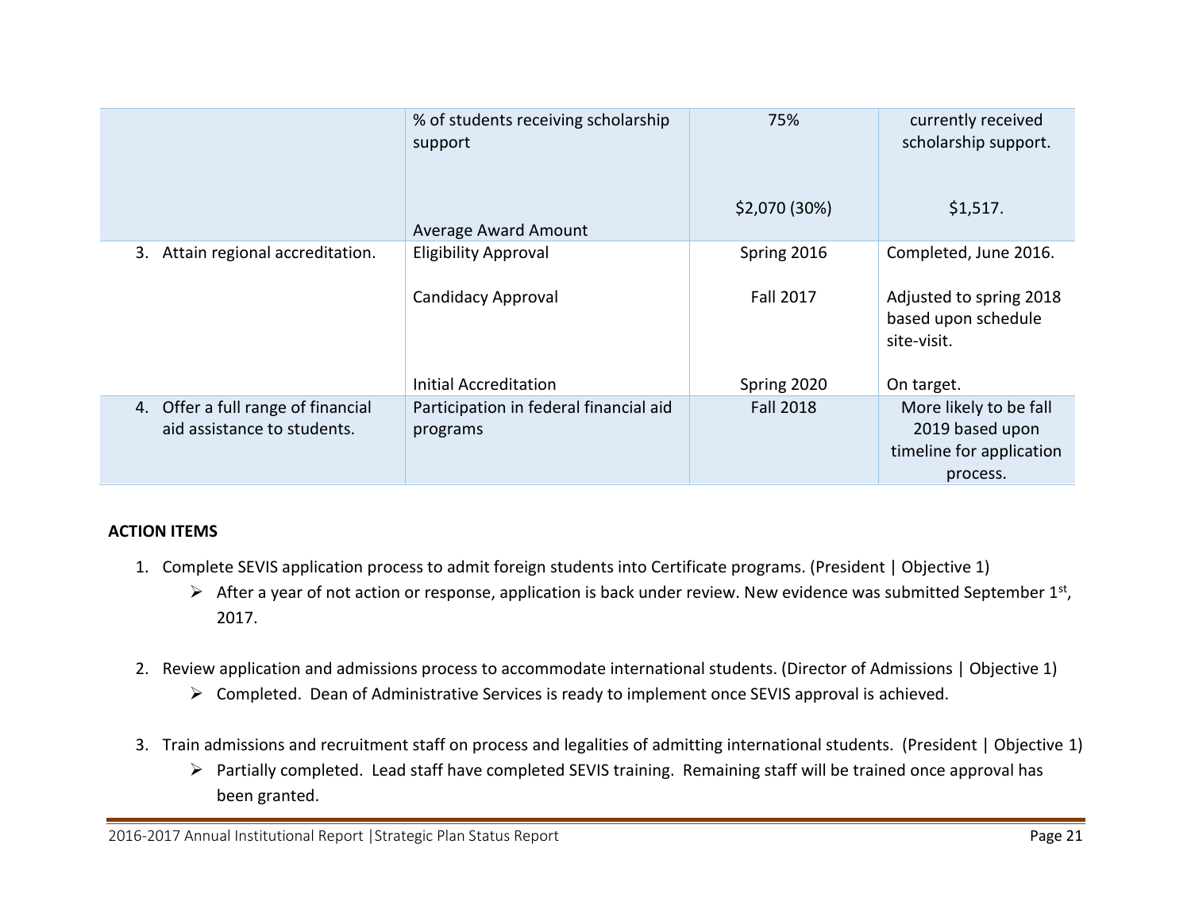| | | | |
|---|---|---|---|
| | % of students receiving scholarship support<br><br>Average Award Amount | 75%<br><br>$2,070 (30%) | currently received scholarship support.<br><br>$1,517. |
| 3. Attain regional accreditation. | Eligibility Approval<br><br>Candidacy Approval<br><br>Initial Accreditation | Spring 2016<br><br>Fall 2017<br><br>Spring 2020 | Completed, June 2016.<br><br>Adjusted to spring 2018 based upon schedule site-visit.<br><br>On target. |
| 4. Offer a full range of financial aid assistance to students. | Participation in federal financial aid programs | Fall 2018 | More likely to be fall 2019 based upon timeline for application process. |

**ACTION ITEMS**

1. Complete SEVIS application process to admit foreign students into Certificate programs. (President | Objective 1)
   - After a year of not action or response, application is back under review. New evidence was submitted September 1st, 2017.

2. Review application and admissions process to accommodate international students. (Director of Admissions | Objective 1)
   - Completed. Dean of Administrative Services is ready to implement once SEVIS approval is achieved.

3. Train admissions and recruitment staff on process and legalities of admitting international students. (President | Objective 1)
   - Partially completed. Lead staff have completed SEVIS training. Remaining staff will be trained once approval has been granted.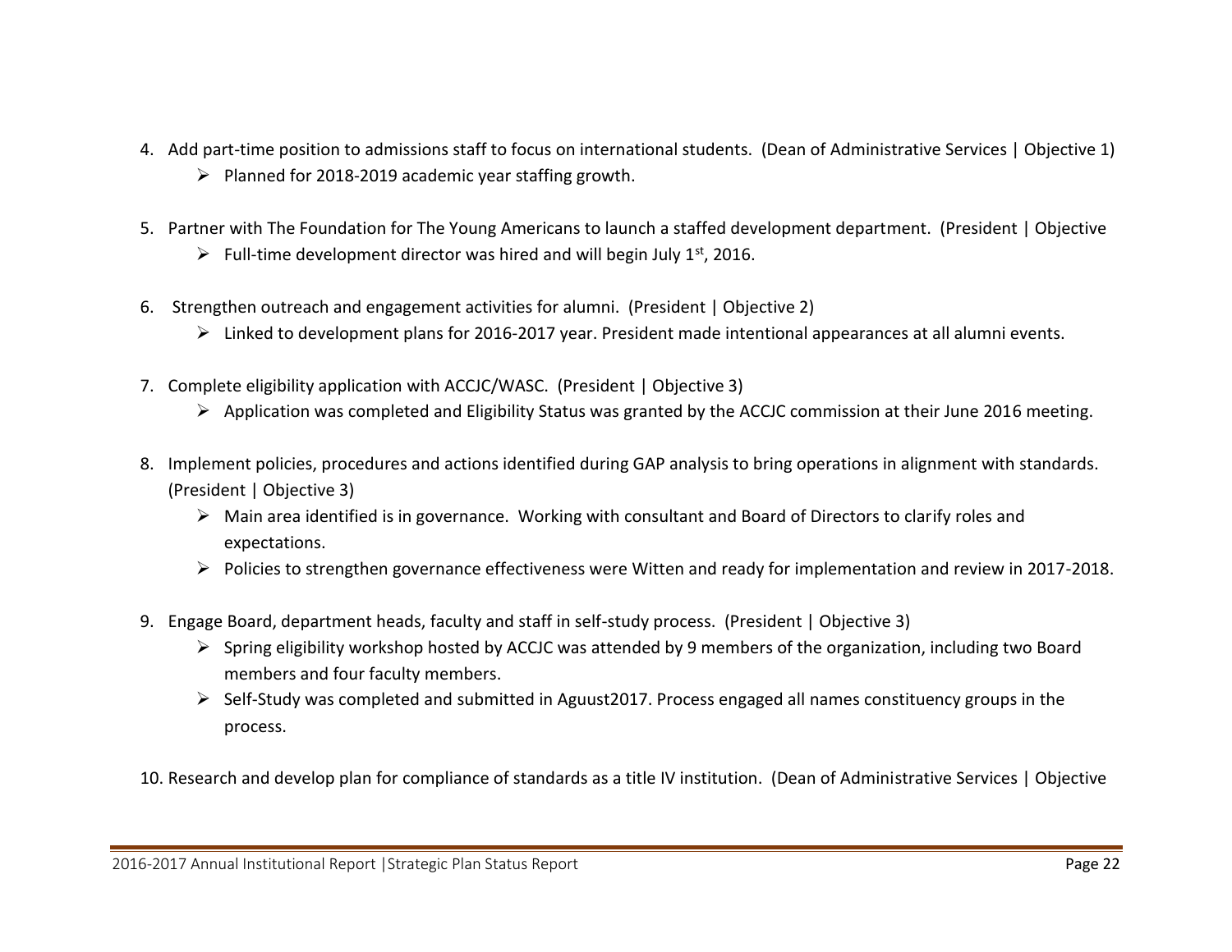4. Add part-time position to admissions staff to focus on international students. (Dean of Administrative Services | Objective 1)
   - Planned for 2018-2019 academic year staffing growth.

5. Partner with The Foundation for The Young Americans to launch a staffed development department. (President | Objective
   - Full-time development director was hired and will begin July 1st, 2016.

6. Strengthen outreach and engagement activities for alumni. (President | Objective 2)
   - Linked to development plans for 2016-2017 year. President made intentional appearances at all alumni events.

7. Complete eligibility application with ACCJC/WASC. (President | Objective 3)
   - Application was completed and Eligibility Status was granted by the ACCJC commission at their June 2016 meeting.

8. Implement policies, procedures and actions identified during GAP analysis to bring operations in alignment with standards. (President | Objective 3)
   - Main area identified is in governance. Working with consultant and Board of Directors to clarify roles and expectations.
   - Policies to strengthen governance effectiveness were Witten and ready for implementation and review in 2017-2018.

9. Engage Board, department heads, faculty and staff in self-study process. (President | Objective 3)
   - Spring eligibility workshop hosted by ACCJC was attended by 9 members of the organization, including two Board members and four faculty members.
   - Self-Study was completed and submitted in Aguust2017. Process engaged all names constituency groups in the process.

10. Research and develop plan for compliance of standards as a title IV institution. (Dean of Administrative Services | Objective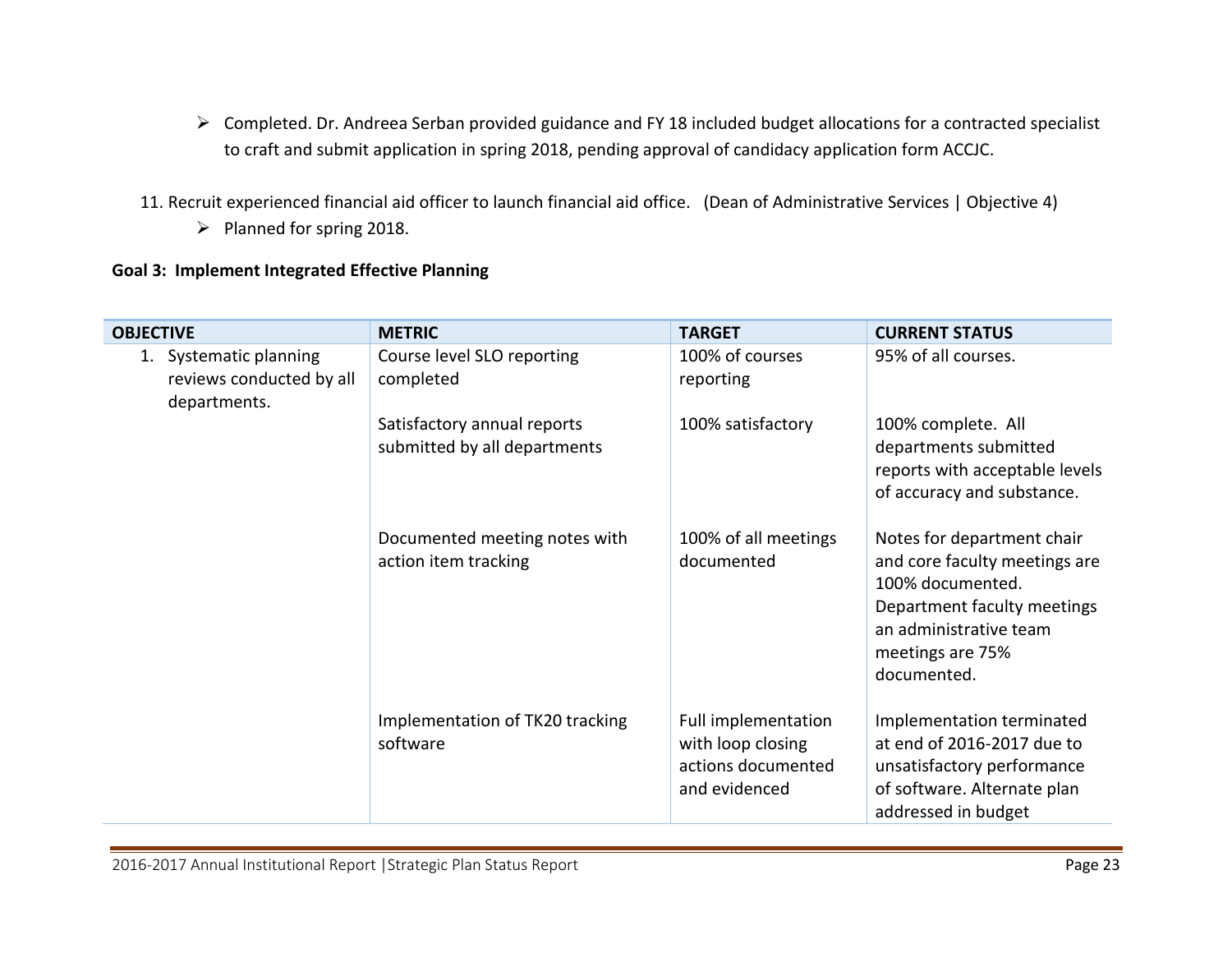- Completed. Dr. Andreea Serban provided guidance and FY 18 included budget allocations for a contracted specialist to craft and submit application in spring 2018, pending approval of candidacy application form ACCJC.

11. Recruit experienced financial aid officer to launch financial aid office. (Dean of Administrative Services | Objective 4)
    - Planned for spring 2018.

**Goal 3: Implement Integrated Effective Planning**

| OBJECTIVE | METRIC | TARGET | CURRENT STATUS |
|---|---|---|---|
| 1. Systematic planning reviews conducted by all departments. | Course level SLO reporting completed | 100% of courses reporting | 95% of all courses. |
| | Satisfactory annual reports submitted by all departments | 100% satisfactory | 100% complete. All departments submitted reports with acceptable levels of accuracy and substance. |
| | Documented meeting notes with action item tracking | 100% of all meetings documented | Notes for department chair and core faculty meetings are 100% documented. Department faculty meetings an administrative team meetings are 75% documented. |
| | Implementation of TK20 tracking software | Full implementation with loop closing actions documented and evidenced | Implementation terminated at end of 2016-2017 due to unsatisfactory performance of software. Alternate plan addressed in budget |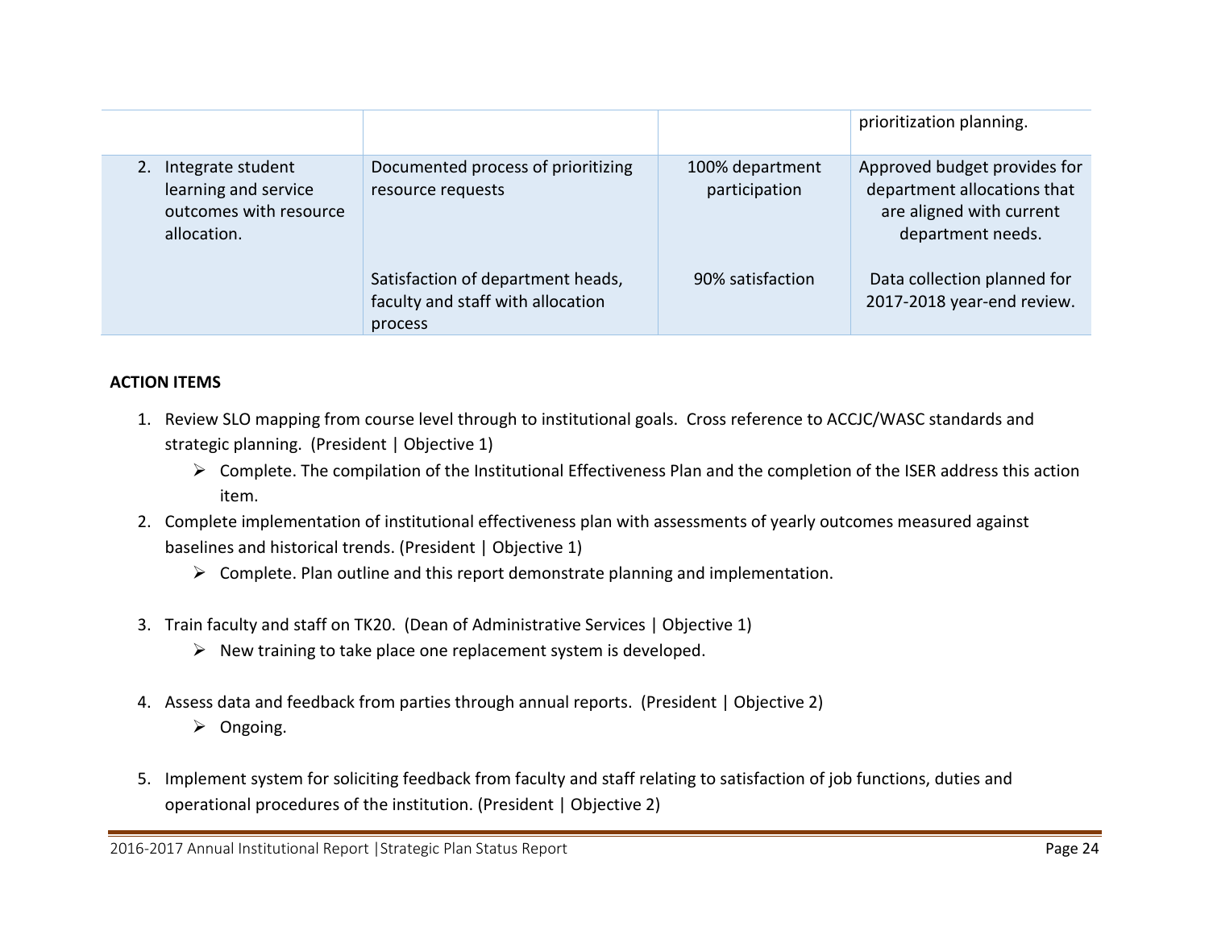| | | | |
|---|---|---|---|
| | | | prioritization planning. |
| 2. Integrate student learning and service outcomes with resource allocation. | Documented process of prioritizing resource requests | 100% department participation | Approved budget provides for department allocations that are aligned with current department needs. |
| | Satisfaction of department heads, faculty and staff with allocation process | 90% satisfaction | Data collection planned for 2017-2018 year-end review. |

**ACTION ITEMS**

1. Review SLO mapping from course level through to institutional goals. Cross reference to ACCJC/WASC standards and strategic planning. (President | Objective 1)
   - Complete. The compilation of the Institutional Effectiveness Plan and the completion of the ISER address this action item.
2. Complete implementation of institutional effectiveness plan with assessments of yearly outcomes measured against baselines and historical trends. (President | Objective 1)
   - Complete. Plan outline and this report demonstrate planning and implementation.
3. Train faculty and staff on TK20. (Dean of Administrative Services | Objective 1)
   - New training to take place one replacement system is developed.
4. Assess data and feedback from parties through annual reports. (President | Objective 2)
   - Ongoing.
5. Implement system for soliciting feedback from faculty and staff relating to satisfaction of job functions, duties and operational procedures of the institution. (President | Objective 2)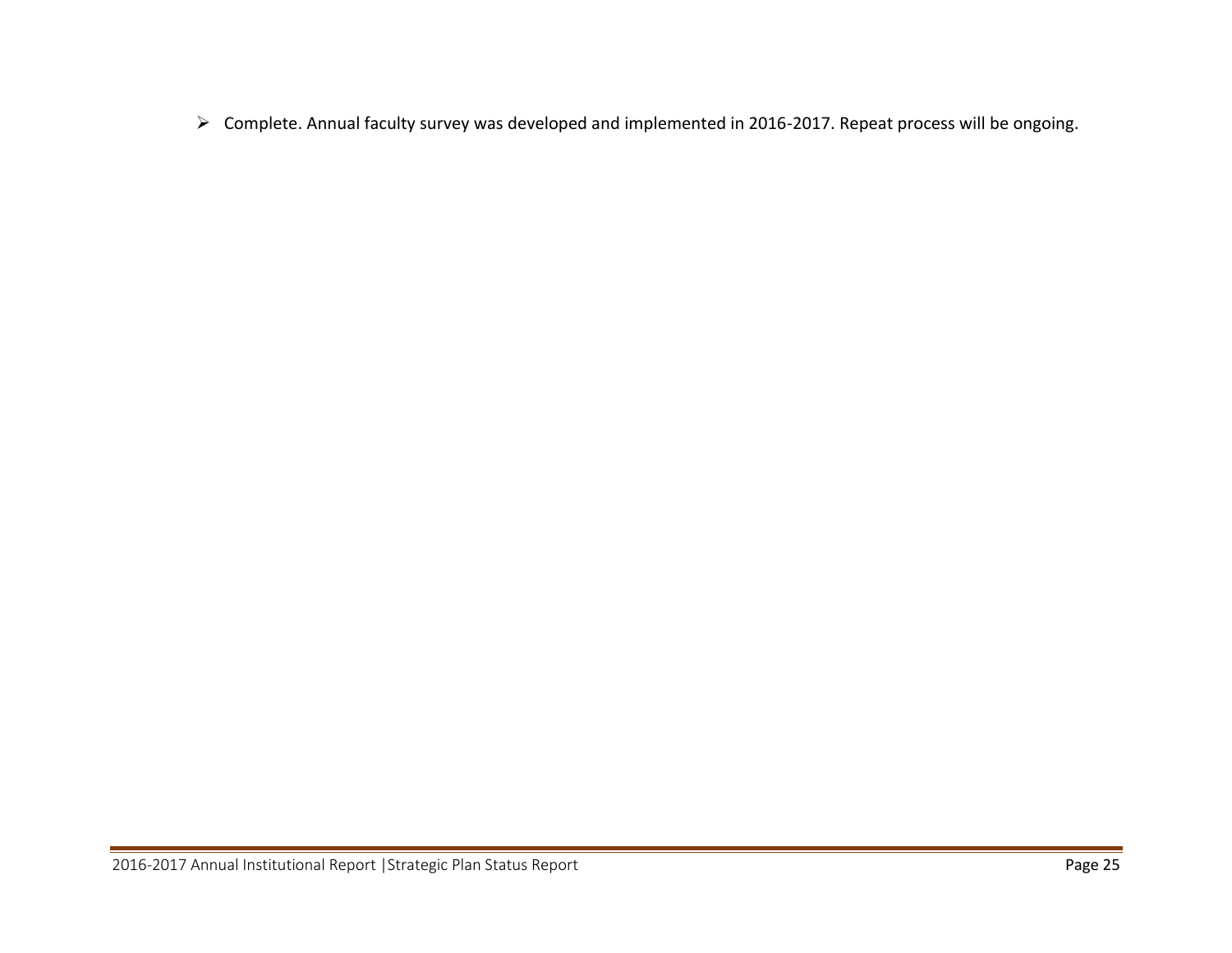- Complete. Annual faculty survey was developed and implemented in 2016-2017. Repeat process will be ongoing.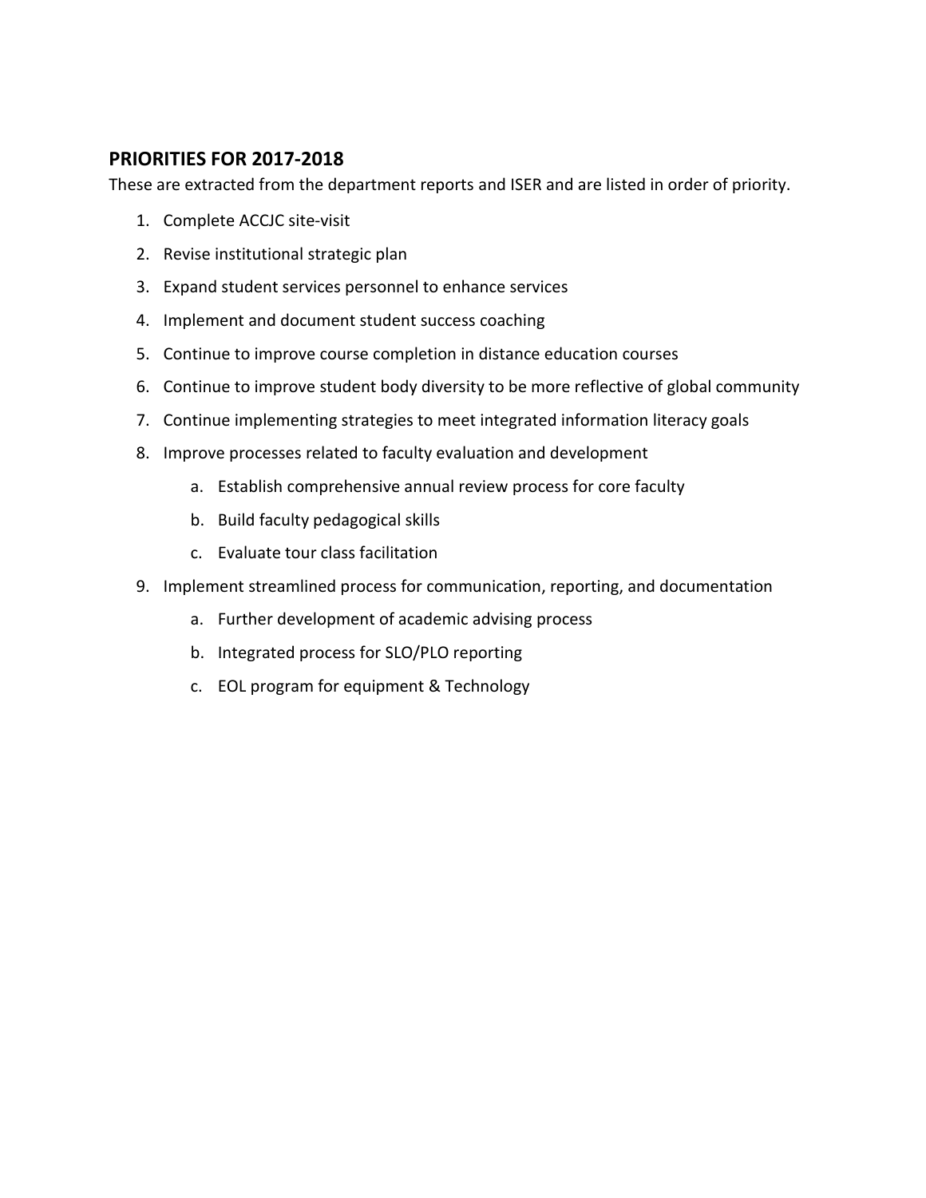## PRIORITIES FOR 2017-2018

These are extracted from the department reports and ISER and are listed in order of priority.

1. Complete ACCJC site-visit
2. Revise institutional strategic plan
3. Expand student services personnel to enhance services
4. Implement and document student success coaching
5. Continue to improve course completion in distance education courses
6. Continue to improve student body diversity to be more reflective of global community
7. Continue implementing strategies to meet integrated information literacy goals
8. Improve processes related to faculty evaluation and development
    a. Establish comprehensive annual review process for core faculty
    b. Build faculty pedagogical skills
    c. Evaluate tour class facilitation
9. Implement streamlined process for communication, reporting, and documentation
    a. Further development of academic advising process
    b. Integrated process for SLO/PLO reporting
    c. EOL program for equipment & Technology